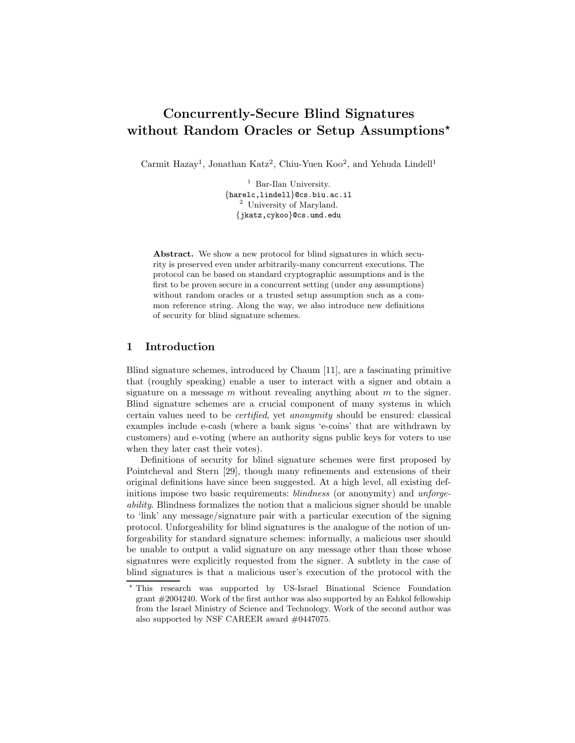# Concurrently-Secure Blind Signatures without Random Oracles or Setup Assumptions*

Carmit Hazay[1], Jonathan Katz[2], Chiu-Yuen Koo[2], and Yehuda Lindell[1]

[1] Bar-Ilan University.
{harelc,lindell}@cs.biu.ac.il

[2] University of Maryland.
{jkatz,cykoo}@cs.umd.edu

**Abstract.** We show a new protocol for blind signatures in which security is preserved even under arbitrarily-many concurrent executions. The protocol can be based on standard cryptographic assumptions and is the first to be proven secure in a concurrent setting (under *any* assumptions) without random oracles or a trusted setup assumption such as a common reference string. Along the way, we also introduce new definitions of security for blind signature schemes.

## 1 Introduction

Blind signature schemes, introduced by Chaum [11], are a fascinating primitive that (roughly speaking) enable a user to interact with a signer and obtain a signature on a message $m$ without revealing anything about $m$ to the signer. Blind signature schemes are a crucial component of many systems in which certain values need to be *certified*, yet *anonymity* should be ensured: classical examples include e-cash (where a bank signs 'e-coins' that are withdrawn by customers) and e-voting (where an authority signs public keys for voters to use when they later cast their votes).

Definitions of security for blind signature schemes were first proposed by Pointcheval and Stern [29], though many refinements and extensions of their original definitions have since been suggested. At a high level, all existing definitions impose two basic requirements: *blindness* (or anonymity) and *unforgeability*. Blindness formalizes the notion that a malicious signer should be unable to 'link' any message/signature pair with a particular execution of the signing protocol. Unforgeability for blind signatures is the analogue of the notion of unforgeability for standard signature schemes: informally, a malicious user should be unable to output a valid signature on any message other than those whose signatures were explicitly requested from the signer. A subtlety in the case of blind signatures is that a malicious user's execution of the protocol with the

* This research was supported by US-Israel Binational Science Foundation grant #2004240. Work of the first author was also supported by an Eshkol fellowship from the Israel Ministry of Science and Technology. Work of the second author was also supported by NSF CAREER award #0447075.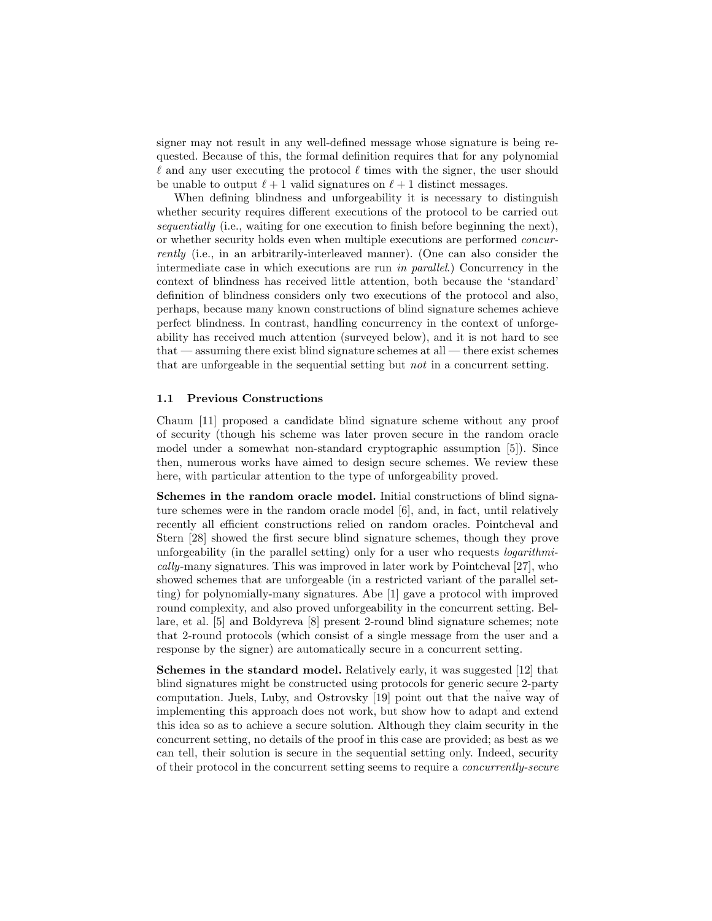signer may not result in any well-defined message whose signature is being requested. Because of this, the formal definition requires that for any polynomial $\ell$ and any user executing the protocol $\ell$ times with the signer, the user should be unable to output $\ell + 1$ valid signatures on $\ell + 1$ distinct messages.

When defining blindness and unforgeability it is necessary to distinguish whether security requires different executions of the protocol to be carried out *sequentially* (i.e., waiting for one execution to finish before beginning the next), or whether security holds even when multiple executions are performed *concurrently* (i.e., in an arbitrarily-interleaved manner). (One can also consider the intermediate case in which executions are run *in parallel*.) Concurrency in the context of blindness has received little attention, both because the 'standard' definition of blindness considers only two executions of the protocol and also, perhaps, because many known constructions of blind signature schemes achieve perfect blindness. In contrast, handling concurrency in the context of unforgeability has received much attention (surveyed below), and it is not hard to see that — assuming there exist blind signature schemes at all — there exist schemes that are unforgeable in the sequential setting but *not* in a concurrent setting.

### 1.1 Previous Constructions

Chaum [11] proposed a candidate blind signature scheme without any proof of security (though his scheme was later proven secure in the random oracle model under a somewhat non-standard cryptographic assumption [5]). Since then, numerous works have aimed to design secure schemes. We review these here, with particular attention to the type of unforgeability proved.

**Schemes in the random oracle model.** Initial constructions of blind signature schemes were in the random oracle model [6], and, in fact, until relatively recently all efficient constructions relied on random oracles. Pointcheval and Stern [28] showed the first secure blind signature schemes, though they prove unforgeability (in the parallel setting) only for a user who requests *logarithmically*-many signatures. This was improved in later work by Pointcheval [27], who showed schemes that are unforgeable (in a restricted variant of the parallel setting) for polynomially-many signatures. Abe [1] gave a protocol with improved round complexity, and also proved unforgeability in the concurrent setting. Bellare, et al. [5] and Boldyreva [8] present 2-round blind signature schemes; note that 2-round protocols (which consist of a single message from the user and a response by the signer) are automatically secure in a concurrent setting.

**Schemes in the standard model.** Relatively early, it was suggested [12] that blind signatures might be constructed using protocols for generic secure 2-party computation. Juels, Luby, and Ostrovsky [19] point out that the naïve way of implementing this approach does not work, but show how to adapt and extend this idea so as to achieve a secure solution. Although they claim security in the concurrent setting, no details of the proof in this case are provided; as best as we can tell, their solution is secure in the sequential setting only. Indeed, security of their protocol in the concurrent setting seems to require a *concurrently-secure*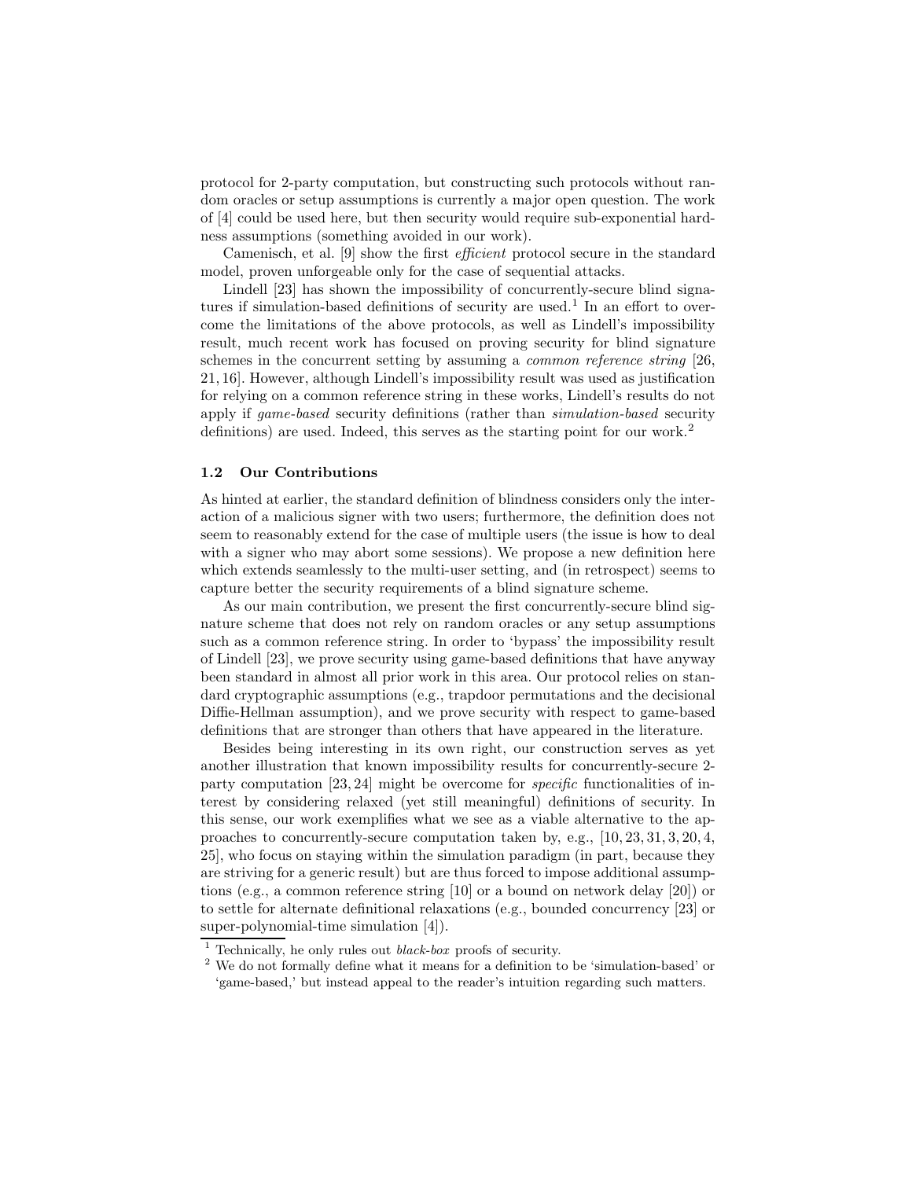protocol for 2-party computation, but constructing such protocols without random oracles or setup assumptions is currently a major open question. The work of [4] could be used here, but then security would require sub-exponential hardness assumptions (something avoided in our work).

Camenisch, et al. [9] show the first *efficient* protocol secure in the standard model, proven unforgeable only for the case of sequential attacks.

Lindell [23] has shown the impossibility of concurrently-secure blind signatures if simulation-based definitions of security are used.[1] In an effort to overcome the limitations of the above protocols, as well as Lindell's impossibility result, much recent work has focused on proving security for blind signature schemes in the concurrent setting by assuming a *common reference string* [26, 21, 16]. However, although Lindell's impossibility result was used as justification for relying on a common reference string in these works, Lindell's results do not apply if *game-based* security definitions (rather than *simulation-based* security definitions) are used. Indeed, this serves as the starting point for our work.[2]

### 1.2 Our Contributions

As hinted at earlier, the standard definition of blindness considers only the interaction of a malicious signer with two users; furthermore, the definition does not seem to reasonably extend for the case of multiple users (the issue is how to deal with a signer who may abort some sessions). We propose a new definition here which extends seamlessly to the multi-user setting, and (in retrospect) seems to capture better the security requirements of a blind signature scheme.

As our main contribution, we present the first concurrently-secure blind signature scheme that does not rely on random oracles or any setup assumptions such as a common reference string. In order to 'bypass' the impossibility result of Lindell [23], we prove security using game-based definitions that have anyway been standard in almost all prior work in this area. Our protocol relies on standard cryptographic assumptions (e.g., trapdoor permutations and the decisional Diffie-Hellman assumption), and we prove security with respect to game-based definitions that are stronger than others that have appeared in the literature.

Besides being interesting in its own right, our construction serves as yet another illustration that known impossibility results for concurrently-secure 2-party computation [23, 24] might be overcome for *specific* functionalities of interest by considering relaxed (yet still meaningful) definitions of security. In this sense, our work exemplifies what we see as a viable alternative to the approaches to concurrently-secure computation taken by, e.g., [10, 23, 31, 3, 20, 4, 25], who focus on staying within the simulation paradigm (in part, because they are striving for a generic result) but are thus forced to impose additional assumptions (e.g., a common reference string [10] or a bound on network delay [20]) or to settle for alternate definitional relaxations (e.g., bounded concurrency [23] or super-polynomial-time simulation [4]).

[1] Technically, he only rules out *black-box* proofs of security.

[2] We do not formally define what it means for a definition to be 'simulation-based' or 'game-based,' but instead appeal to the reader's intuition regarding such matters.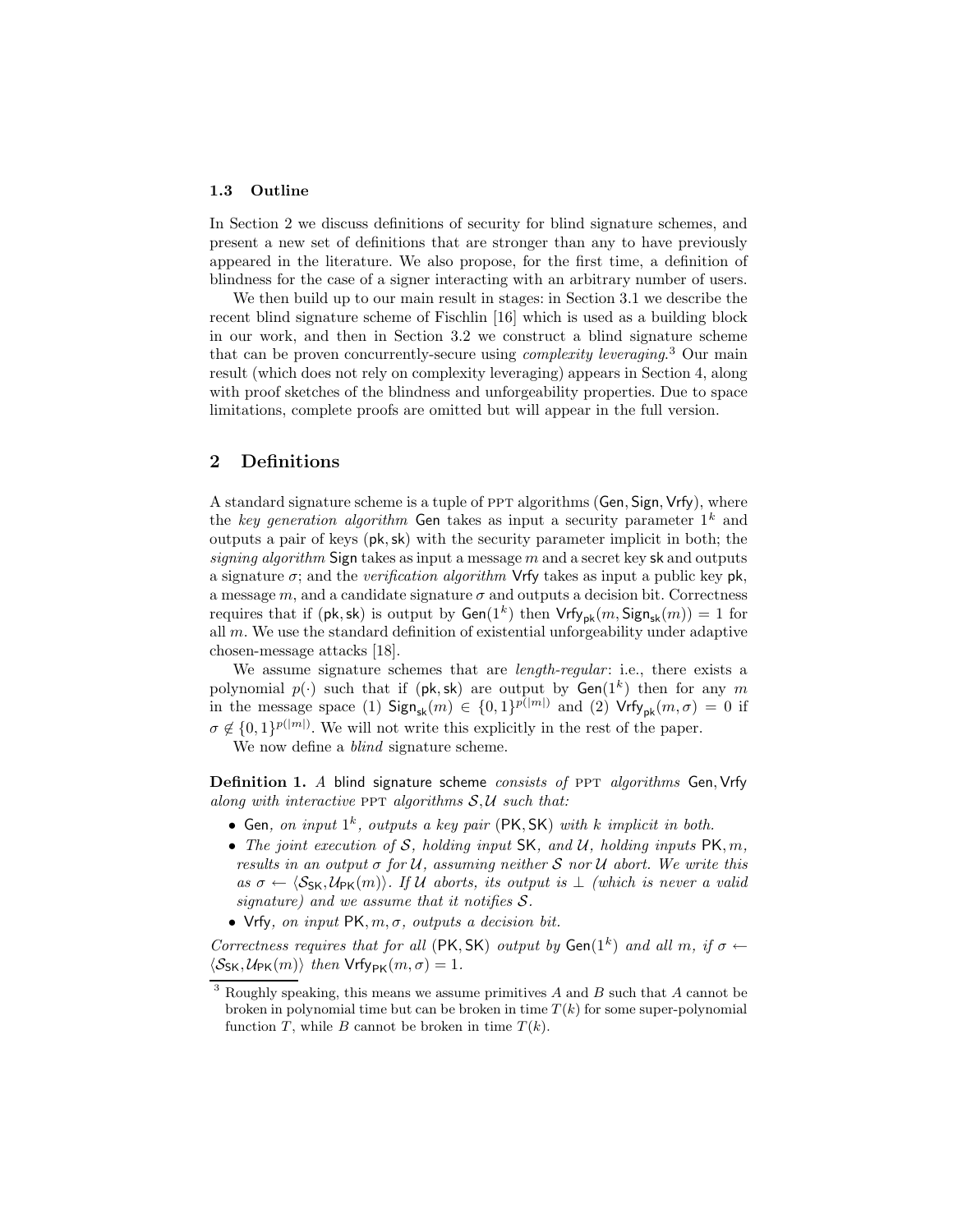### 1.3 Outline

In Section 2 we discuss definitions of security for blind signature schemes, and present a new set of definitions that are stronger than any to have previously appeared in the literature. We also propose, for the first time, a definition of blindness for the case of a signer interacting with an arbitrary number of users.

We then build up to our main result in stages: in Section 3.1 we describe the recent blind signature scheme of Fischlin [16] which is used as a building block in our work, and then in Section 3.2 we construct a blind signature scheme that can be proven concurrently-secure using *complexity leveraging*.[3] Our main result (which does not rely on complexity leveraging) appears in Section 4, along with proof sketches of the blindness and unforgeability properties. Due to space limitations, complete proofs are omitted but will appear in the full version.

## 2 Definitions

A standard signature scheme is a tuple of PPT algorithms $(\mathsf{Gen}, \mathsf{Sign}, \mathsf{Vrfy})$, where the *key generation algorithm* $\mathsf{Gen}$ takes as input a security parameter $1^k$ and outputs a pair of keys $(\mathsf{pk}, \mathsf{sk})$ with the security parameter implicit in both; the *signing algorithm* $\mathsf{Sign}$ takes as input a message $m$ and a secret key $\mathsf{sk}$ and outputs a signature $\sigma$; and the *verification algorithm* $\mathsf{Vrfy}$ takes as input a public key $\mathsf{pk}$, a message $m$, and a candidate signature $\sigma$ and outputs a decision bit. Correctness requires that if $(\mathsf{pk}, \mathsf{sk})$ is output by $\mathsf{Gen}(1^k)$ then $\mathsf{Vrfy}_{\mathsf{pk}}(m, \mathsf{Sign}_{\mathsf{sk}}(m)) = 1$ for all $m$. We use the standard definition of existential unforgeability under adaptive chosen-message attacks [18].

We assume signature schemes that are *length-regular*: i.e., there exists a polynomial $p(\cdot)$ such that if $(\mathsf{pk}, \mathsf{sk})$ are output by $\mathsf{Gen}(1^k)$ then for any $m$ in the message space (1) $\mathsf{Sign}_{\mathsf{sk}}(m) \in \{0,1\}^{p(|m|)}$ and (2) $\mathsf{Vrfy}_{\mathsf{pk}}(m, \sigma) = 0$ if $\sigma \notin \{0,1\}^{p(|m|)}$. We will not write this explicitly in the rest of the paper.

We now define a *blind* signature scheme.

**Definition 1.** *A* blind signature scheme *consists of* PPT *algorithms* $\mathsf{Gen}, \mathsf{Vrfy}$ *along with interactive* PPT *algorithms* $\mathcal{S}, \mathcal{U}$ *such that:*

- $\mathsf{Gen}$*, on input* $1^k$*, outputs a key pair* $(\mathsf{PK}, \mathsf{SK})$ *with* $k$ *implicit in both.*
- *The joint execution of* $\mathcal{S}$*, holding input* $\mathsf{SK}$*, and* $\mathcal{U}$*, holding inputs* $\mathsf{PK}, m$*, results in an output* $\sigma$ *for* $\mathcal{U}$*, assuming neither* $\mathcal{S}$ *nor* $\mathcal{U}$ *abort. We write this as* $\sigma \leftarrow \langle \mathcal{S}_{\mathsf{SK}}, \mathcal{U}_{\mathsf{PK}}(m)\rangle$*. If* $\mathcal{U}$ *aborts, its output is* $\perp$ *(which is never a valid signature) and we assume that it notifies* $\mathcal{S}$*.*
- $\mathsf{Vrfy}$*, on input* $\mathsf{PK}, m, \sigma$*, outputs a decision bit.*

*Correctness requires that for all* $(\mathsf{PK}, \mathsf{SK})$ *output by* $\mathsf{Gen}(1^k)$ *and all* $m$*, if* $\sigma \leftarrow \langle \mathcal{S}_{\mathsf{SK}}, \mathcal{U}_{\mathsf{PK}}(m)\rangle$ *then* $\mathsf{Vrfy}_{\mathsf{PK}}(m, \sigma) = 1$*.*

[3] Roughly speaking, this means we assume primitives $A$ and $B$ such that $A$ cannot be broken in polynomial time but can be broken in time $T(k)$ for some super-polynomial function $T$, while $B$ cannot be broken in time $T(k)$.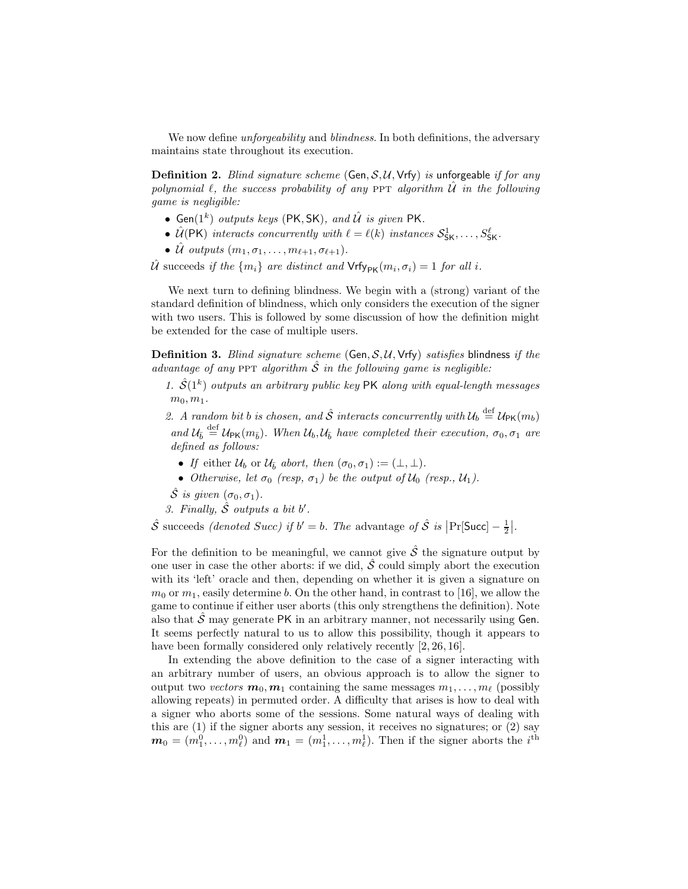We now define *unforgeability* and *blindness*. In both definitions, the adversary maintains state throughout its execution.

**Definition 2.** *Blind signature scheme* $(\mathsf{Gen}, \mathcal{S}, \mathcal{U}, \mathsf{Vrfy})$ *is* unforgeable *if for any polynomial* $\ell$*, the success probability of any* PPT *algorithm* $\hat{\mathcal{U}}$ *in the following game is negligible:*

- $\mathsf{Gen}(1^k)$ *outputs keys* $(\mathsf{PK}, \mathsf{SK})$*, and* $\hat{\mathcal{U}}$ *is given* $\mathsf{PK}$.
- $\hat{\mathcal{U}}(\mathsf{PK})$ *interacts concurrently with* $\ell = \ell(k)$ *instances* $\mathcal{S}^1_{\mathsf{SK}}, \ldots, S^\ell_{\mathsf{SK}}$.
- $\hat{\mathcal{U}}$ *outputs* $(m_1, \sigma_1, \ldots, m_{\ell+1}, \sigma_{\ell+1})$.

$\hat{\mathcal{U}}$ succeeds *if the* $\{m_i\}$ *are distinct and* $\mathsf{Vrfy}_{\mathsf{PK}}(m_i, \sigma_i) = 1$ *for all* $i$.

We next turn to defining blindness. We begin with a (strong) variant of the standard definition of blindness, which only considers the execution of the signer with two users. This is followed by some discussion of how the definition might be extended for the case of multiple users.

**Definition 3.** *Blind signature scheme* $(\mathsf{Gen}, \mathcal{S}, \mathcal{U}, \mathsf{Vrfy})$ *satisfies* blindness *if the advantage of any* PPT *algorithm* $\hat{\mathcal{S}}$ *in the following game is negligible:*

1. $\hat{\mathcal{S}}(1^k)$ *outputs an arbitrary public key* $\mathsf{PK}$ *along with equal-length messages* $m_0, m_1$.
2. *A random bit* $b$ *is chosen, and* $\hat{\mathcal{S}}$ *interacts concurrently with* $\mathcal{U}_b \stackrel{\text{def}}{=} \mathcal{U}_{\mathsf{PK}}(m_b)$ *and* $\mathcal{U}_{\bar{b}} \stackrel{\text{def}}{=} \mathcal{U}_{\mathsf{PK}}(m_{\bar{b}})$*. When* $\mathcal{U}_b, \mathcal{U}_{\bar{b}}$ *have completed their execution,* $\sigma_0, \sigma_1$ *are defined as follows:*
   - *If* either $\mathcal{U}_b$ or $\mathcal{U}_{\bar{b}}$ *abort, then* $(\sigma_0, \sigma_1) := (\perp, \perp)$.
   - *Otherwise, let* $\sigma_0$ *(resp,* $\sigma_1$*) be the output of* $\mathcal{U}_0$ *(resp.,* $\mathcal{U}_1$*).*

   $\hat{\mathcal{S}}$ *is given* $(\sigma_0, \sigma_1)$.
3. *Finally,* $\hat{\mathcal{S}}$ *outputs a bit* $b'$.

$\hat{\mathcal{S}}$ succeeds *(denoted Succ) if* $b' = b$*. The* advantage *of* $\hat{\mathcal{S}}$ *is* $\left|\Pr[\mathsf{Succ}] - \frac{1}{2}\right|$.

For the definition to be meaningful, we cannot give $\hat{\mathcal{S}}$ the signature output by one user in case the other aborts: if we did, $\hat{\mathcal{S}}$ could simply abort the execution with its 'left' oracle and then, depending on whether it is given a signature on $m_0$ or $m_1$, easily determine $b$. On the other hand, in contrast to [16], we allow the game to continue if either user aborts (this only strengthens the definition). Note also that $\hat{\mathcal{S}}$ may generate $\mathsf{PK}$ in an arbitrary manner, not necessarily using $\mathsf{Gen}$. It seems perfectly natural to us to allow this possibility, though it appears to have been formally considered only relatively recently [2, 26, 16].

In extending the above definition to the case of a signer interacting with an arbitrary number of users, an obvious approach is to allow the signer to output two *vectors* $\boldsymbol{m}_0, \boldsymbol{m}_1$ containing the same messages $m_1, \ldots, m_\ell$ (possibly allowing repeats) in permuted order. A difficulty that arises is how to deal with a signer who aborts some of the sessions. Some natural ways of dealing with this are (1) if the signer aborts any session, it receives no signatures; or (2) say $\boldsymbol{m}_0 = (m^0_1, \ldots, m^0_\ell)$ and $\boldsymbol{m}_1 = (m^1_1, \ldots, m^1_\ell)$. Then if the signer aborts the $i^{\text{th}}$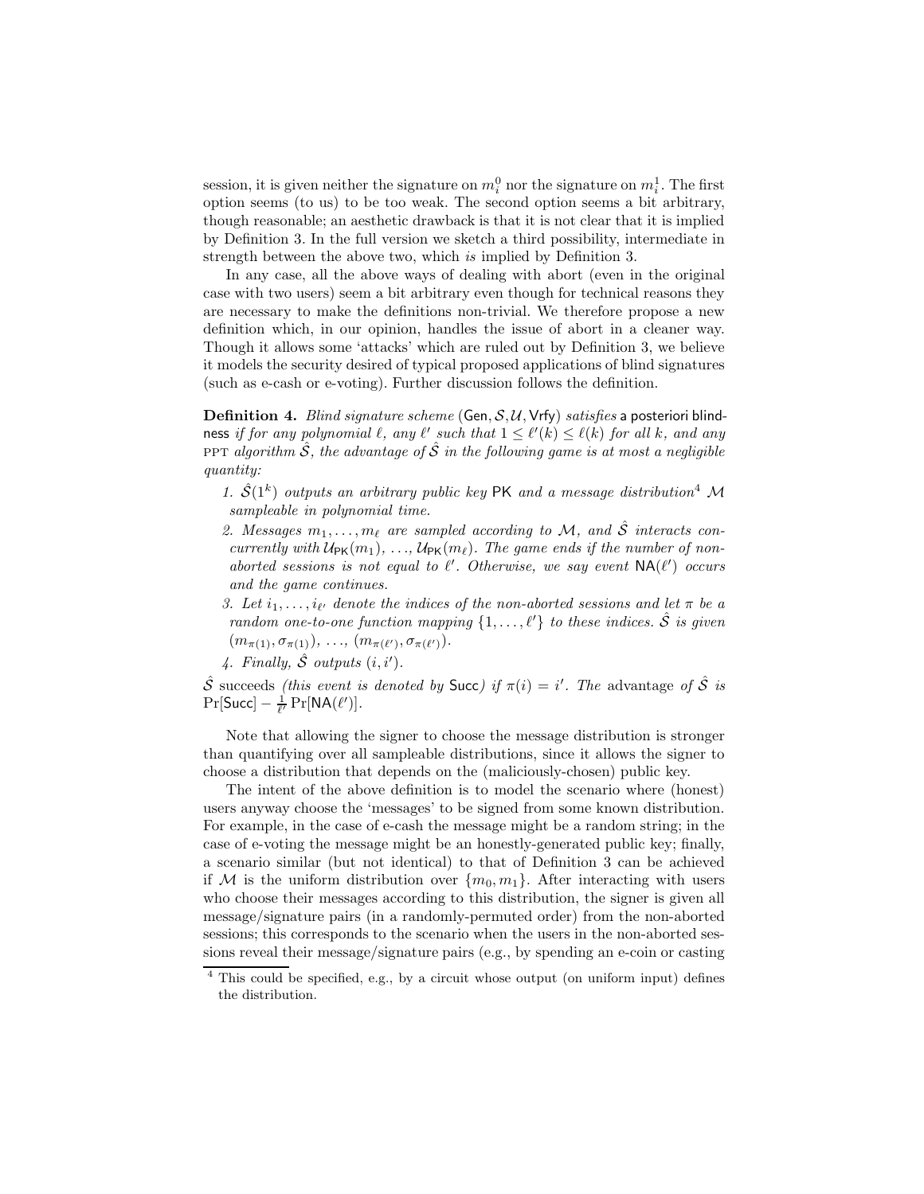session, it is given neither the signature on $m_i^0$ nor the signature on $m_i^1$. The first option seems (to us) to be too weak. The second option seems a bit arbitrary, though reasonable; an aesthetic drawback is that it is not clear that it is implied by Definition 3. In the full version we sketch a third possibility, intermediate in strength between the above two, which *is* implied by Definition 3.

In any case, all the above ways of dealing with abort (even in the original case with two users) seem a bit arbitrary even though for technical reasons they are necessary to make the definitions non-trivial. We therefore propose a new definition which, in our opinion, handles the issue of abort in a cleaner way. Though it allows some 'attacks' which are ruled out by Definition 3, we believe it models the security desired of typical proposed applications of blind signatures (such as e-cash or e-voting). Further discussion follows the definition.

**Definition 4.** *Blind signature scheme* $(\mathsf{Gen}, \mathcal{S}, \mathcal{U}, \mathsf{Vrfy})$ *satisfies* a posteriori blindness *if for any polynomial* $\ell$*, any* $\ell'$ *such that* $1 \leq \ell'(k) \leq \ell(k)$ *for all* $k$*, and any* PPT *algorithm* $\hat{\mathcal{S}}$*, the advantage of* $\hat{\mathcal{S}}$ *in the following game is at most a negligible quantity:*

1. *$\hat{\mathcal{S}}(1^k)$ outputs an arbitrary public key* $\mathsf{PK}$ *and a message distribution*[4] $\mathcal{M}$ *sampleable in polynomial time.*
2. *Messages* $m_1, \ldots, m_\ell$ *are sampled according to* $\mathcal{M}$*, and* $\hat{\mathcal{S}}$ *interacts concurrently with* $\mathcal{U}_{\mathsf{PK}}(m_1), \ldots, \mathcal{U}_{\mathsf{PK}}(m_\ell)$*. The game ends if the number of non-aborted sessions is not equal to* $\ell'$*. Otherwise, we say event* $\mathsf{NA}(\ell')$ *occurs and the game continues.*
3. *Let* $i_1, \ldots, i_{\ell'}$ *denote the indices of the non-aborted sessions and let* $\pi$ *be a random one-to-one function mapping* $\{1, \ldots, \ell'\}$ *to these indices.* $\hat{\mathcal{S}}$ *is given* $(m_{\pi(1)}, \sigma_{\pi(1)}), \ldots, (m_{\pi(\ell')}, \sigma_{\pi(\ell')})$*.*
4. *Finally,* $\hat{\mathcal{S}}$ *outputs* $(i, i')$*.*

$\hat{\mathcal{S}}$ succeeds *(this event is denoted by* $\mathsf{Succ}$*) if* $\pi(i) = i'$*. The* advantage *of* $\hat{\mathcal{S}}$ *is* $\Pr[\mathsf{Succ}] - \frac{1}{\ell'} \Pr[\mathsf{NA}(\ell')]$*.*

Note that allowing the signer to choose the message distribution is stronger than quantifying over all sampleable distributions, since it allows the signer to choose a distribution that depends on the (maliciously-chosen) public key.

The intent of the above definition is to model the scenario where (honest) users anyway choose the 'messages' to be signed from some known distribution. For example, in the case of e-cash the message might be a random string; in the case of e-voting the message might be an honestly-generated public key; finally, a scenario similar (but not identical) to that of Definition 3 can be achieved if $\mathcal{M}$ is the uniform distribution over $\{m_0, m_1\}$. After interacting with users who choose their messages according to this distribution, the signer is given all message/signature pairs (in a randomly-permuted order) from the non-aborted sessions; this corresponds to the scenario when the users in the non-aborted sessions reveal their message/signature pairs (e.g., by spending an e-coin or casting

[4] This could be specified, e.g., by a circuit whose output (on uniform input) defines the distribution.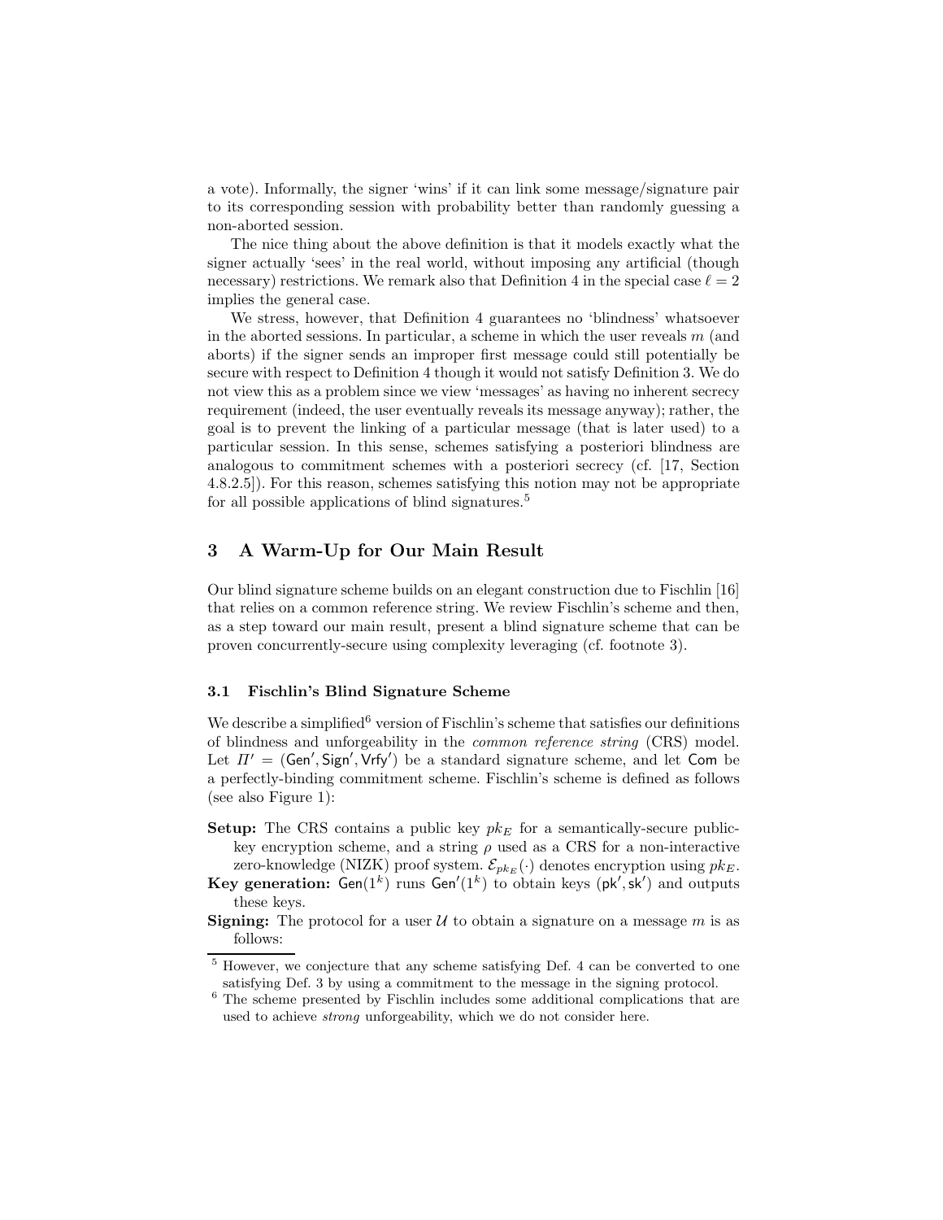a vote). Informally, the signer 'wins' if it can link some message/signature pair to its corresponding session with probability better than randomly guessing a non-aborted session.

The nice thing about the above definition is that it models exactly what the signer actually 'sees' in the real world, without imposing any artificial (though necessary) restrictions. We remark also that Definition 4 in the special case $\ell = 2$ implies the general case.

We stress, however, that Definition 4 guarantees no 'blindness' whatsoever in the aborted sessions. In particular, a scheme in which the user reveals $m$ (and aborts) if the signer sends an improper first message could still potentially be secure with respect to Definition 4 though it would not satisfy Definition 3. We do not view this as a problem since we view 'messages' as having no inherent secrecy requirement (indeed, the user eventually reveals its message anyway); rather, the goal is to prevent the linking of a particular message (that is later used) to a particular session. In this sense, schemes satisfying a posteriori blindness are analogous to commitment schemes with a posteriori secrecy (cf. [17, Section 4.8.2.5]). For this reason, schemes satisfying this notion may not be appropriate for all possible applications of blind signatures.[5]

## 3 A Warm-Up for Our Main Result

Our blind signature scheme builds on an elegant construction due to Fischlin [16] that relies on a common reference string. We review Fischlin's scheme and then, as a step toward our main result, present a blind signature scheme that can be proven concurrently-secure using complexity leveraging (cf. footnote 3).

### 3.1 Fischlin's Blind Signature Scheme

We describe a simplified[6] version of Fischlin's scheme that satisfies our definitions of blindness and unforgeability in the *common reference string* (CRS) model. Let $\Pi' = (\mathsf{Gen}', \mathsf{Sign}', \mathsf{Vrfy}')$ be a standard signature scheme, and let $\mathsf{Com}$ be a perfectly-binding commitment scheme. Fischlin's scheme is defined as follows (see also Figure 1):

**Setup:** The CRS contains a public key $pk_E$ for a semantically-secure public-key encryption scheme, and a string $\rho$ used as a CRS for a non-interactive zero-knowledge (NIZK) proof system. $\mathcal{E}_{pk_E}(\cdot)$ denotes encryption using $pk_E$.

**Key generation:** $\mathsf{Gen}(1^k)$ runs $\mathsf{Gen}'(1^k)$ to obtain keys $(\mathsf{pk}', \mathsf{sk}')$ and outputs these keys.

**Signing:** The protocol for a user $\mathcal{U}$ to obtain a signature on a message $m$ is as follows:

---

[5] However, we conjecture that any scheme satisfying Def. 4 can be converted to one satisfying Def. 3 by using a commitment to the message in the signing protocol.

[6] The scheme presented by Fischlin includes some additional complications that are used to achieve *strong* unforgeability, which we do not consider here.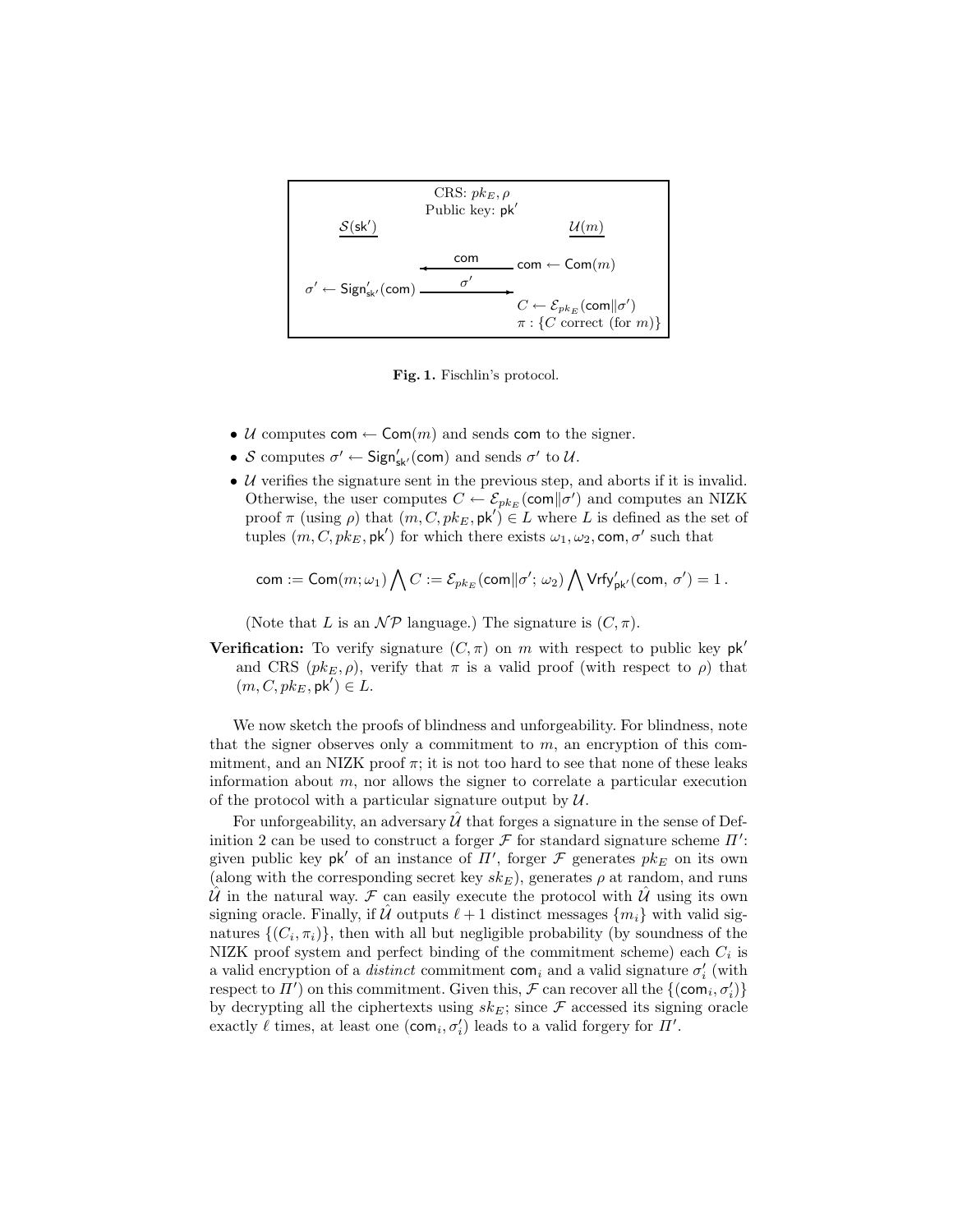CRS: $pk_E, \rho$
Public key: $\mathsf{pk}'$

| $\underline{\mathcal{S}(\mathsf{sk}')}$ | | $\underline{\mathcal{U}(m)}$ |
|---|---|---|
| | $\xleftarrow{\quad \mathsf{com} \quad}$ | $\mathsf{com} \leftarrow \mathsf{Com}(m)$ |
| $\sigma' \leftarrow \mathsf{Sign}'_{\mathsf{sk}'}(\mathsf{com})$ | $\xrightarrow{\quad \sigma' \quad}$ | |
| | | $C \leftarrow \mathcal{E}_{pk_E}(\mathsf{com} \| \sigma')$ |
| | | $\pi : \{C \text{ correct (for } m)\}$ |

**Fig. 1.** Fischlin's protocol.

- $\mathcal{U}$ computes $\mathsf{com} \leftarrow \mathsf{Com}(m)$ and sends $\mathsf{com}$ to the signer.
- $\mathcal{S}$ computes $\sigma' \leftarrow \mathsf{Sign}'_{\mathsf{sk}'}(\mathsf{com})$ and sends $\sigma'$ to $\mathcal{U}$.
- $\mathcal{U}$ verifies the signature sent in the previous step, and aborts if it is invalid. Otherwise, the user computes $C \leftarrow \mathcal{E}_{pk_E}(\mathsf{com}\|\sigma')$ and computes an NIZK proof $\pi$ (using $\rho$) that $(m, C, pk_E, \mathsf{pk}') \in L$ where $L$ is defined as the set of tuples $(m, C, pk_E, \mathsf{pk}')$ for which there exists $\omega_1, \omega_2, \mathsf{com}, \sigma'$ such that

$$\mathsf{com} := \mathsf{Com}(m; \omega_1) \bigwedge C := \mathcal{E}_{pk_E}(\mathsf{com}\|\sigma';\, \omega_2) \bigwedge \mathsf{Vrfy}'_{\mathsf{pk}'}(\mathsf{com},\, \sigma') = 1\,.$$

  (Note that $L$ is an $\mathcal{NP}$ language.) The signature is $(C, \pi)$.

**Verification:** To verify signature $(C, \pi)$ on $m$ with respect to public key $\mathsf{pk}'$ and CRS $(pk_E, \rho)$, verify that $\pi$ is a valid proof (with respect to $\rho$) that $(m, C, pk_E, \mathsf{pk}') \in L$.

We now sketch the proofs of blindness and unforgeability. For blindness, note that the signer observes only a commitment to $m$, an encryption of this commitment, and an NIZK proof $\pi$; it is not too hard to see that none of these leaks information about $m$, nor allows the signer to correlate a particular execution of the protocol with a particular signature output by $\mathcal{U}$.

For unforgeability, an adversary $\hat{\mathcal{U}}$ that forges a signature in the sense of Definition 2 can be used to construct a forger $\mathcal{F}$ for standard signature scheme $\Pi'$: given public key $\mathsf{pk}'$ of an instance of $\Pi'$, forger $\mathcal{F}$ generates $pk_E$ on its own (along with the corresponding secret key $sk_E$), generates $\rho$ at random, and runs $\hat{\mathcal{U}}$ in the natural way. $\mathcal{F}$ can easily execute the protocol with $\hat{\mathcal{U}}$ using its own signing oracle. Finally, if $\hat{\mathcal{U}}$ outputs $\ell + 1$ distinct messages $\{m_i\}$ with valid signatures $\{(C_i, \pi_i)\}$, then with all but negligible probability (by soundness of the NIZK proof system and perfect binding of the commitment scheme) each $C_i$ is a valid encryption of a *distinct* commitment $\mathsf{com}_i$ and a valid signature $\sigma'_i$ (with respect to $\Pi'$) on this commitment. Given this, $\mathcal{F}$ can recover all the $\{(\mathsf{com}_i, \sigma'_i)\}$ by decrypting all the ciphertexts using $sk_E$; since $\mathcal{F}$ accessed its signing oracle exactly $\ell$ times, at least one $(\mathsf{com}_i, \sigma'_i)$ leads to a valid forgery for $\Pi'$.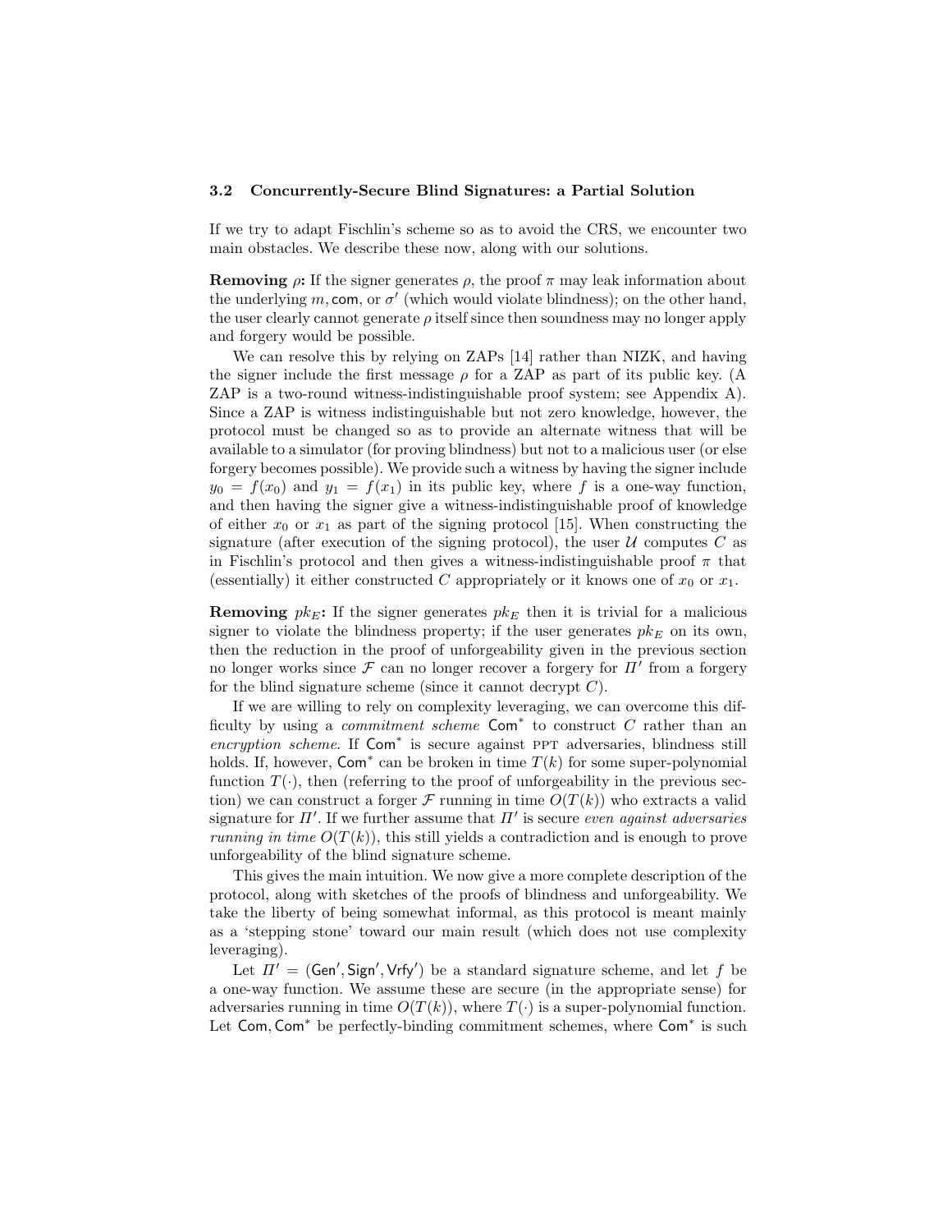### 3.2 Concurrently-Secure Blind Signatures: a Partial Solution

If we try to adapt Fischlin's scheme so as to avoid the CRS, we encounter two main obstacles. We describe these now, along with our solutions.

**Removing $\rho$:** If the signer generates $\rho$, the proof $\pi$ may leak information about the underlying $m$, $\mathsf{com}$, or $\sigma'$ (which would violate blindness); on the other hand, the user clearly cannot generate $\rho$ itself since then soundness may no longer apply and forgery would be possible.

We can resolve this by relying on ZAPs [14] rather than NIZK, and having the signer include the first message $\rho$ for a ZAP as part of its public key. (A ZAP is a two-round witness-indistinguishable proof system; see Appendix A). Since a ZAP is witness indistinguishable but not zero knowledge, however, the protocol must be changed so as to provide an alternate witness that will be available to a simulator (for proving blindness) but not to a malicious user (or else forgery becomes possible). We provide such a witness by having the signer include $y_0 = f(x_0)$ and $y_1 = f(x_1)$ in its public key, where $f$ is a one-way function, and then having the signer give a witness-indistinguishable proof of knowledge of either $x_0$ or $x_1$ as part of the signing protocol [15]. When constructing the signature (after execution of the signing protocol), the user $\mathcal{U}$ computes $C$ as in Fischlin's protocol and then gives a witness-indistinguishable proof $\pi$ that (essentially) it either constructed $C$ appropriately or it knows one of $x_0$ or $x_1$.

**Removing $pk_E$:** If the signer generates $pk_E$ then it is trivial for a malicious signer to violate the blindness property; if the user generates $pk_E$ on its own, then the reduction in the proof of unforgeability given in the previous section no longer works since $\mathcal{F}$ can no longer recover a forgery for $\Pi'$ from a forgery for the blind signature scheme (since it cannot decrypt $C$).

If we are willing to rely on complexity leveraging, we can overcome this difficulty by using a *commitment scheme* $\mathsf{Com}^*$ to construct $C$ rather than an *encryption scheme*. If $\mathsf{Com}^*$ is secure against PPT adversaries, blindness still holds. If, however, $\mathsf{Com}^*$ can be broken in time $T(k)$ for some super-polynomial function $T(\cdot)$, then (referring to the proof of unforgeability in the previous section) we can construct a forger $\mathcal{F}$ running in time $O(T(k))$ who extracts a valid signature for $\Pi'$. If we further assume that $\Pi'$ is secure *even against adversaries running in time* $O(T(k))$, this still yields a contradiction and is enough to prove unforgeability of the blind signature scheme.

This gives the main intuition. We now give a more complete description of the protocol, along with sketches of the proofs of blindness and unforgeability. We take the liberty of being somewhat informal, as this protocol is meant mainly as a 'stepping stone' toward our main result (which does not use complexity leveraging).

Let $\Pi' = (\mathsf{Gen}', \mathsf{Sign}', \mathsf{Vrfy}')$ be a standard signature scheme, and let $f$ be a one-way function. We assume these are secure (in the appropriate sense) for adversaries running in time $O(T(k))$, where $T(\cdot)$ is a super-polynomial function. Let $\mathsf{Com}, \mathsf{Com}^*$ be perfectly-binding commitment schemes, where $\mathsf{Com}^*$ is such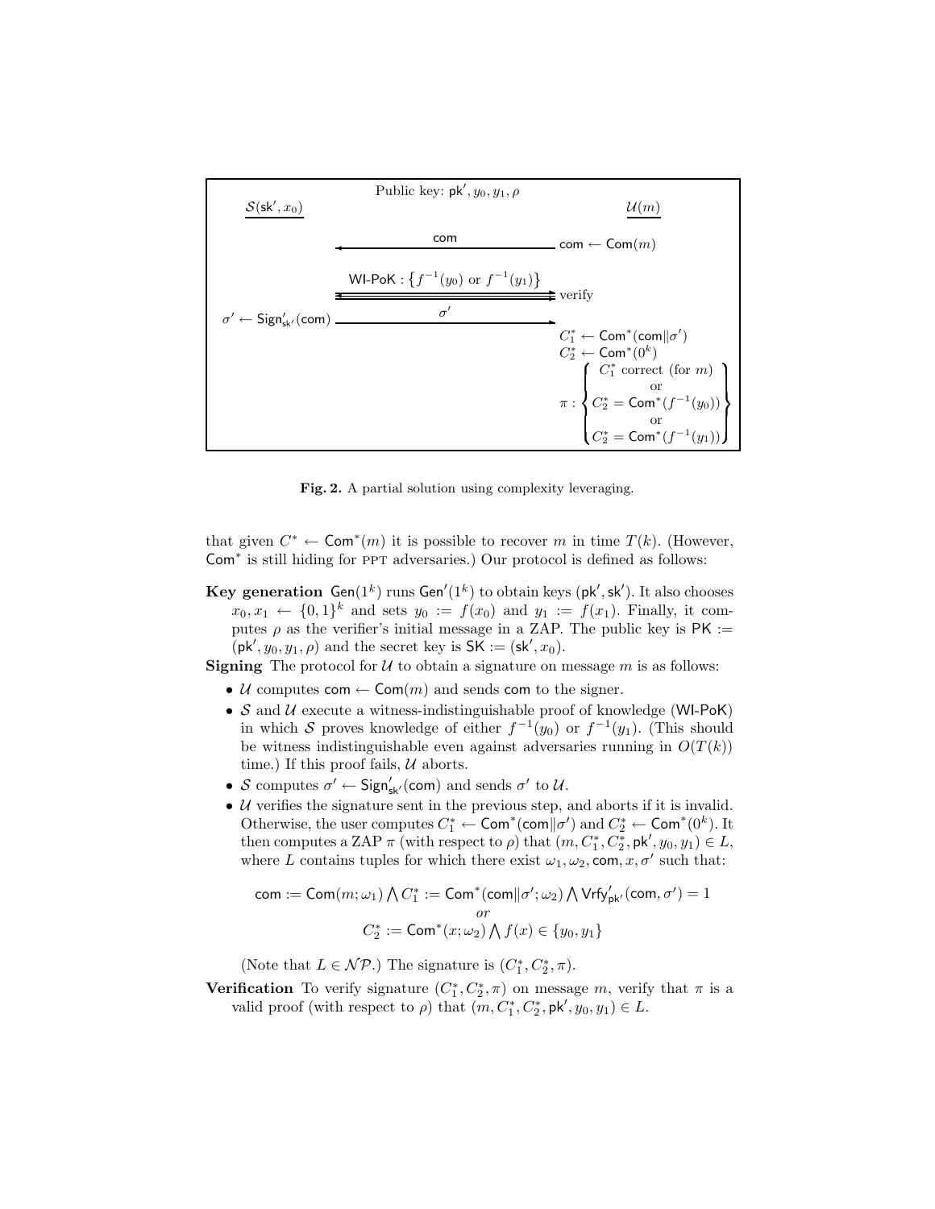Public key: $\mathsf{pk}', y_0, y_1, \rho$

$\mathcal{S}(\mathsf{sk}', x_0)$ — $\mathcal{U}(m)$

- $\mathcal{U}$: $\mathsf{com} \leftarrow \mathsf{Com}(m)$; sends $\mathsf{com}$ to $\mathcal{S}$
- $\mathsf{WI\text{-}PoK} : \{f^{-1}(y_0) \text{ or } f^{-1}(y_1)\}$; $\mathcal{U}$: verify
- $\mathcal{S}$: $\sigma' \leftarrow \mathsf{Sign}'_{\mathsf{sk}'}(\mathsf{com})$; sends $\sigma'$ to $\mathcal{U}$
- $\mathcal{U}$: $C_1^* \leftarrow \mathsf{Com}^*(\mathsf{com}\|\sigma')$, $C_2^* \leftarrow \mathsf{Com}^*(0^k)$

$$\pi : \left\{ \begin{array}{c} C_1^* \text{ correct (for } m) \\ \text{or} \\ C_2^* = \mathsf{Com}^*(f^{-1}(y_0)) \\ \text{or} \\ C_2^* = \mathsf{Com}^*(f^{-1}(y_1)) \end{array} \right\}$$

**Fig. 2.** A partial solution using complexity leveraging.

that given $C^* \leftarrow \mathsf{Com}^*(m)$ it is possible to recover $m$ in time $T(k)$. (However, $\mathsf{Com}^*$ is still hiding for PPT adversaries.) Our protocol is defined as follows:

**Key generation** $\mathsf{Gen}(1^k)$ runs $\mathsf{Gen}'(1^k)$ to obtain keys $(\mathsf{pk}', \mathsf{sk}')$. It also chooses $x_0, x_1 \leftarrow \{0,1\}^k$ and sets $y_0 := f(x_0)$ and $y_1 := f(x_1)$. Finally, it computes $\rho$ as the verifier's initial message in a ZAP. The public key is $\mathsf{PK} := (\mathsf{pk}', y_0, y_1, \rho)$ and the secret key is $\mathsf{SK} := (\mathsf{sk}', x_0)$.

**Signing** The protocol for $\mathcal{U}$ to obtain a signature on message $m$ is as follows:

- $\mathcal{U}$ computes $\mathsf{com} \leftarrow \mathsf{Com}(m)$ and sends $\mathsf{com}$ to the signer.
- $\mathcal{S}$ and $\mathcal{U}$ execute a witness-indistinguishable proof of knowledge ($\mathsf{WI\text{-}PoK}$) in which $\mathcal{S}$ proves knowledge of either $f^{-1}(y_0)$ or $f^{-1}(y_1)$. (This should be witness indistinguishable even against adversaries running in $O(T(k))$ time.) If this proof fails, $\mathcal{U}$ aborts.
- $\mathcal{S}$ computes $\sigma' \leftarrow \mathsf{Sign}'_{\mathsf{sk}'}(\mathsf{com})$ and sends $\sigma'$ to $\mathcal{U}$.
- $\mathcal{U}$ verifies the signature sent in the previous step, and aborts if it is invalid. Otherwise, the user computes $C_1^* \leftarrow \mathsf{Com}^*(\mathsf{com}\|\sigma')$ and $C_2^* \leftarrow \mathsf{Com}^*(0^k)$. It then computes a ZAP $\pi$ (with respect to $\rho$) that $(m, C_1^*, C_2^*, \mathsf{pk}', y_0, y_1) \in L$, where $L$ contains tuples for which there exist $\omega_1, \omega_2, \mathsf{com}, x, \sigma'$ such that:

$$\mathsf{com} := \mathsf{Com}(m; \omega_1) \bigwedge C_1^* := \mathsf{Com}^*(\mathsf{com}\|\sigma'; \omega_2) \bigwedge \mathsf{Vrfy}'_{\mathsf{pk}'}(\mathsf{com}, \sigma') = 1$$
$$\textit{or}$$
$$C_2^* := \mathsf{Com}^*(x; \omega_2) \bigwedge f(x) \in \{y_0, y_1\}$$

(Note that $L \in \mathcal{NP}$.) The signature is $(C_1^*, C_2^*, \pi)$.

**Verification** To verify signature $(C_1^*, C_2^*, \pi)$ on message $m$, verify that $\pi$ is a valid proof (with respect to $\rho$) that $(m, C_1^*, C_2^*, \mathsf{pk}', y_0, y_1) \in L$.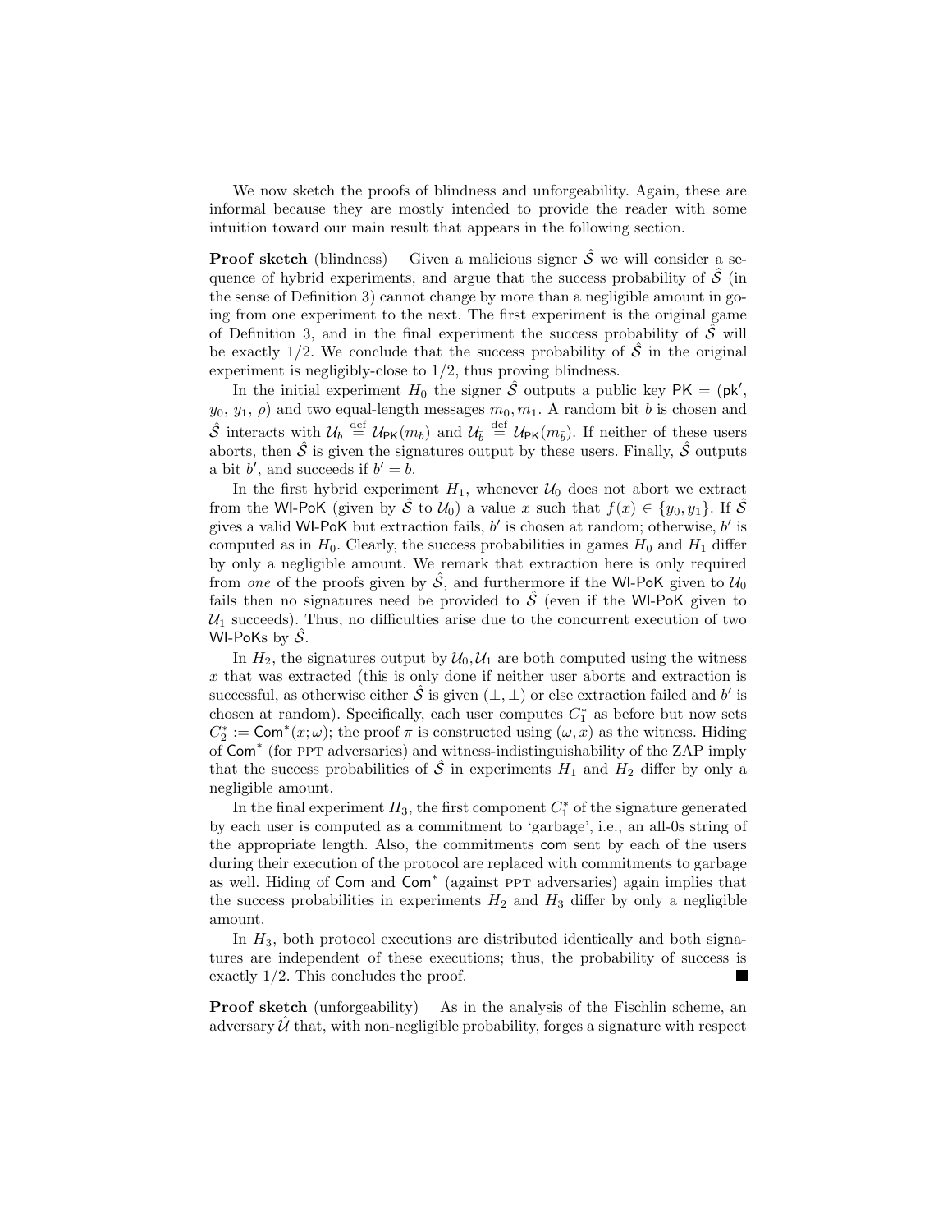We now sketch the proofs of blindness and unforgeability. Again, these are informal because they are mostly intended to provide the reader with some intuition toward our main result that appears in the following section.

**Proof sketch** (blindness) Given a malicious signer $\hat{\mathcal{S}}$ we will consider a sequence of hybrid experiments, and argue that the success probability of $\hat{\mathcal{S}}$ (in the sense of Definition 3) cannot change by more than a negligible amount in going from one experiment to the next. The first experiment is the original game of Definition 3, and in the final experiment the success probability of $\hat{\mathcal{S}}$ will be exactly 1/2. We conclude that the success probability of $\hat{\mathcal{S}}$ in the original experiment is negligibly-close to 1/2, thus proving blindness.

In the initial experiment $H_0$ the signer $\hat{\mathcal{S}}$ outputs a public key $\mathsf{PK} = (\mathsf{pk}', y_0, y_1, \rho)$ and two equal-length messages $m_0, m_1$. A random bit $b$ is chosen and $\hat{\mathcal{S}}$ interacts with $\mathcal{U}_b \stackrel{\text{def}}{=} \mathcal{U}_{\mathsf{PK}}(m_b)$ and $\mathcal{U}_{\bar{b}} \stackrel{\text{def}}{=} \mathcal{U}_{\mathsf{PK}}(m_{\bar{b}})$. If neither of these users aborts, then $\hat{\mathcal{S}}$ is given the signatures output by these users. Finally, $\hat{\mathcal{S}}$ outputs a bit $b'$, and succeeds if $b' = b$.

In the first hybrid experiment $H_1$, whenever $\mathcal{U}_0$ does not abort we extract from the WI-PoK (given by $\hat{\mathcal{S}}$ to $\mathcal{U}_0$) a value $x$ such that $f(x) \in \{y_0, y_1\}$. If $\hat{\mathcal{S}}$ gives a valid WI-PoK but extraction fails, $b'$ is chosen at random; otherwise, $b'$ is computed as in $H_0$. Clearly, the success probabilities in games $H_0$ and $H_1$ differ by only a negligible amount. We remark that extraction here is only required from *one* of the proofs given by $\hat{\mathcal{S}}$, and furthermore if the WI-PoK given to $\mathcal{U}_0$ fails then no signatures need be provided to $\hat{\mathcal{S}}$ (even if the WI-PoK given to $\mathcal{U}_1$ succeeds). Thus, no difficulties arise due to the concurrent execution of two WI-PoKs by $\hat{\mathcal{S}}$.

In $H_2$, the signatures output by $\mathcal{U}_0, \mathcal{U}_1$ are both computed using the witness $x$ that was extracted (this is only done if neither user aborts and extraction is successful, as otherwise either $\hat{\mathcal{S}}$ is given $(\perp, \perp)$ or else extraction failed and $b'$ is chosen at random). Specifically, each user computes $C_1^*$ as before but now sets $C_2^* := \mathsf{Com}^*(x; \omega)$; the proof $\pi$ is constructed using $(\omega, x)$ as the witness. Hiding of $\mathsf{Com}^*$ (for PPT adversaries) and witness-indistinguishability of the ZAP imply that the success probabilities of $\hat{\mathcal{S}}$ in experiments $H_1$ and $H_2$ differ by only a negligible amount.

In the final experiment $H_3$, the first component $C_1^*$ of the signature generated by each user is computed as a commitment to 'garbage', i.e., an all-0s string of the appropriate length. Also, the commitments $\mathsf{com}$ sent by each of the users during their execution of the protocol are replaced with commitments to garbage as well. Hiding of $\mathsf{Com}$ and $\mathsf{Com}^*$ (against PPT adversaries) again implies that the success probabilities in experiments $H_2$ and $H_3$ differ by only a negligible amount.

In $H_3$, both protocol executions are distributed identically and both signatures are independent of these executions; thus, the probability of success is exactly 1/2. This concludes the proof. ■

**Proof sketch** (unforgeability) As in the analysis of the Fischlin scheme, an adversary $\hat{\mathcal{U}}$ that, with non-negligible probability, forges a signature with respect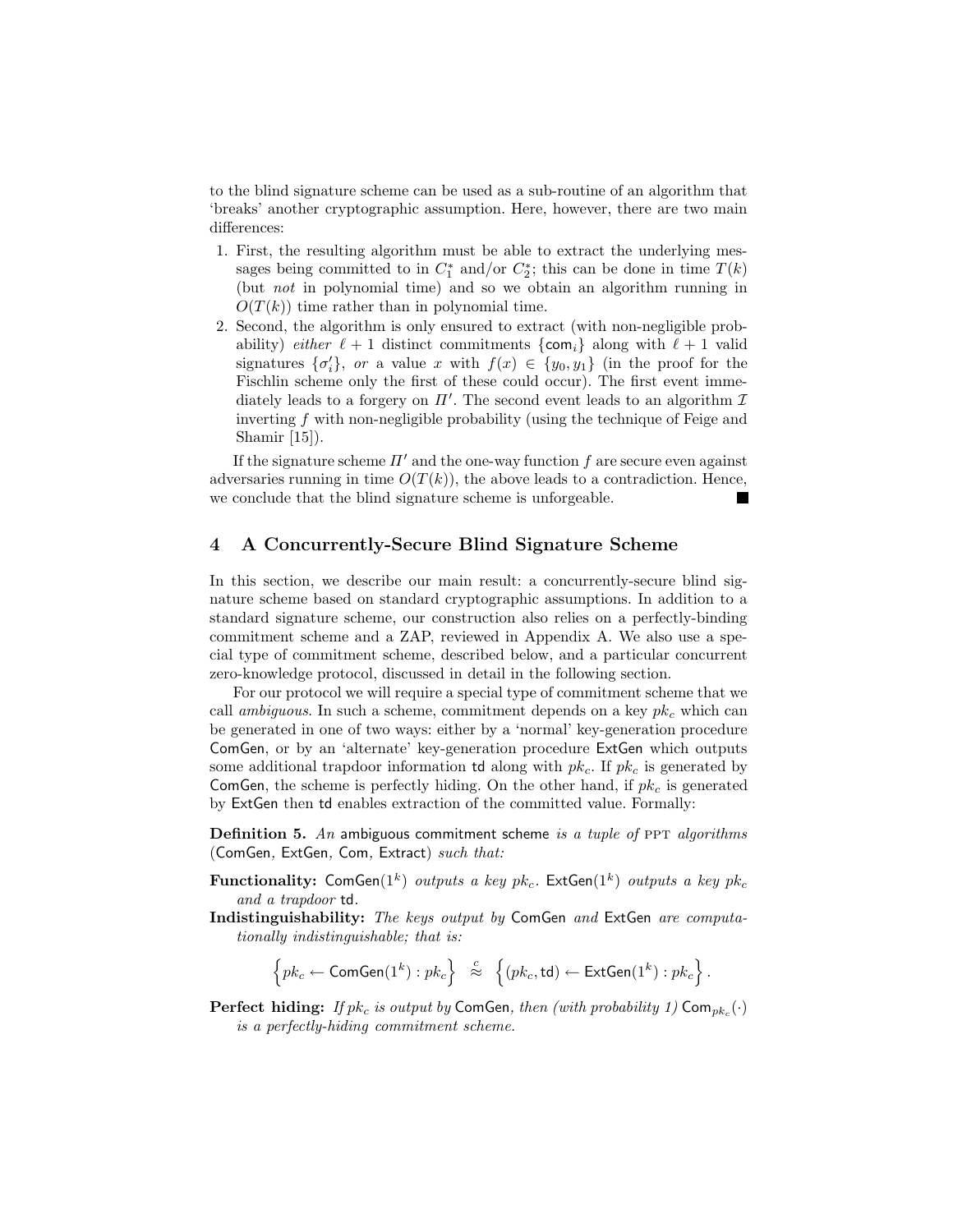to the blind signature scheme can be used as a sub-routine of an algorithm that 'breaks' another cryptographic assumption. Here, however, there are two main differences:

1. First, the resulting algorithm must be able to extract the underlying messages being committed to in $C_1^*$ and/or $C_2^*$; this can be done in time $T(k)$ (but *not* in polynomial time) and so we obtain an algorithm running in $O(T(k))$ time rather than in polynomial time.
2. Second, the algorithm is only ensured to extract (with non-negligible probability) *either* $\ell + 1$ distinct commitments $\{\mathsf{com}_i\}$ along with $\ell + 1$ valid signatures $\{\sigma_i'\}$, *or* a value $x$ with $f(x) \in \{y_0, y_1\}$ (in the proof for the Fischlin scheme only the first of these could occur). The first event immediately leads to a forgery on $\Pi'$. The second event leads to an algorithm $\mathcal{I}$ inverting $f$ with non-negligible probability (using the technique of Feige and Shamir [15]).

If the signature scheme $\Pi'$ and the one-way function $f$ are secure even against adversaries running in time $O(T(k))$, the above leads to a contradiction. Hence, we conclude that the blind signature scheme is unforgeable. ∎

## 4 A Concurrently-Secure Blind Signature Scheme

In this section, we describe our main result: a concurrently-secure blind signature scheme based on standard cryptographic assumptions. In addition to a standard signature scheme, our construction also relies on a perfectly-binding commitment scheme and a ZAP, reviewed in Appendix A. We also use a special type of commitment scheme, described below, and a particular concurrent zero-knowledge protocol, discussed in detail in the following section.

For our protocol we will require a special type of commitment scheme that we call *ambiguous*. In such a scheme, commitment depends on a key $pk_c$ which can be generated in one of two ways: either by a 'normal' key-generation procedure $\mathsf{ComGen}$, or by an 'alternate' key-generation procedure $\mathsf{ExtGen}$ which outputs some additional trapdoor information $\mathsf{td}$ along with $pk_c$. If $pk_c$ is generated by $\mathsf{ComGen}$, the scheme is perfectly hiding. On the other hand, if $pk_c$ is generated by $\mathsf{ExtGen}$ then $\mathsf{td}$ enables extraction of the committed value. Formally:

**Definition 5.** *An* ambiguous commitment scheme *is a tuple of* PPT *algorithms* ($\mathsf{ComGen}$, $\mathsf{ExtGen}$, $\mathsf{Com}$, $\mathsf{Extract}$) *such that:*

**Functionality:** $\mathsf{ComGen}(1^k)$ *outputs a key* $pk_c$. $\mathsf{ExtGen}(1^k)$ *outputs a key* $pk_c$ *and a trapdoor* $\mathsf{td}$.

**Indistinguishability:** *The keys output by* $\mathsf{ComGen}$ *and* $\mathsf{ExtGen}$ *are computationally indistinguishable; that is:*

$$\left\{pk_c \leftarrow \mathsf{ComGen}(1^k) : pk_c\right\} \overset{c}{\approx} \left\{(pk_c, \mathsf{td}) \leftarrow \mathsf{ExtGen}(1^k) : pk_c\right\}.$$

**Perfect hiding:** *If* $pk_c$ *is output by* $\mathsf{ComGen}$*, then (with probability 1)* $\mathsf{Com}_{pk_c}(\cdot)$ *is a perfectly-hiding commitment scheme.*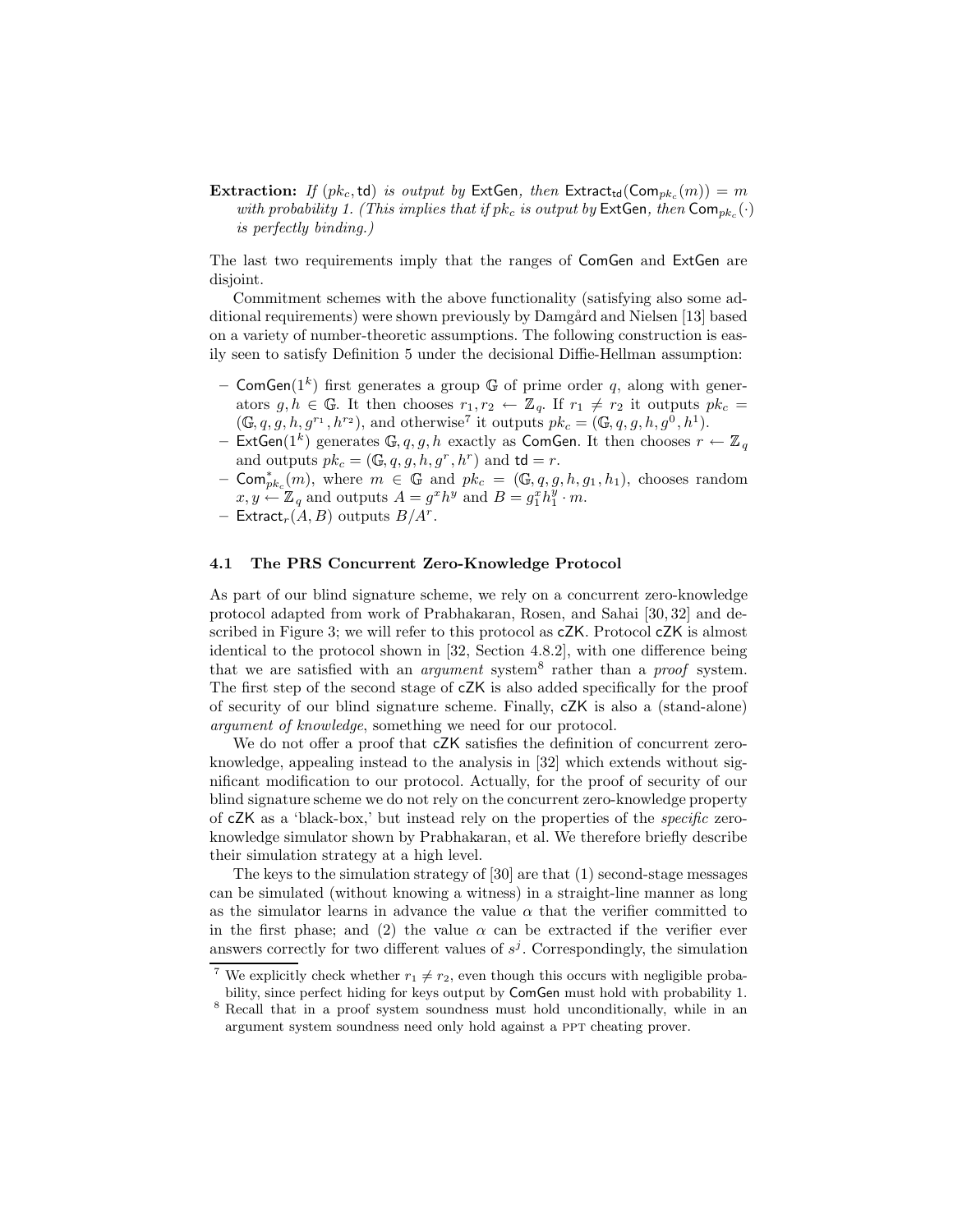**Extraction:** *If* $(pk_c, \mathsf{td})$ *is output by* $\mathsf{ExtGen}$*, then* $\mathsf{Extract}_{\mathsf{td}}(\mathsf{Com}_{pk_c}(m)) = m$ *with probability 1. (This implies that if* $pk_c$ *is output by* $\mathsf{ExtGen}$*, then* $\mathsf{Com}_{pk_c}(\cdot)$ *is perfectly binding.)*

The last two requirements imply that the ranges of ComGen and ExtGen are disjoint.

Commitment schemes with the above functionality (satisfying also some additional requirements) were shown previously by Damgård and Nielsen [13] based on a variety of number-theoretic assumptions. The following construction is easily seen to satisfy Definition 5 under the decisional Diffie-Hellman assumption:

- $\mathsf{ComGen}(1^k)$ first generates a group $\mathbb{G}$ of prime order $q$, along with generators $g, h \in \mathbb{G}$. It then chooses $r_1, r_2 \leftarrow \mathbb{Z}_q$. If $r_1 \neq r_2$ it outputs $pk_c = (\mathbb{G}, q, g, h, g^{r_1}, h^{r_2})$, and otherwise[7] it outputs $pk_c = (\mathbb{G}, q, g, h, g^0, h^1)$.
- $\mathsf{ExtGen}(1^k)$ generates $\mathbb{G}, q, g, h$ exactly as ComGen. It then chooses $r \leftarrow \mathbb{Z}_q$ and outputs $pk_c = (\mathbb{G}, q, g, h, g^r, h^r)$ and $\mathsf{td} = r$.
- $\mathsf{Com}^*_{pk_c}(m)$, where $m \in \mathbb{G}$ and $pk_c = (\mathbb{G}, q, g, h, g_1, h_1)$, chooses random $x, y \leftarrow \mathbb{Z}_q$ and outputs $A = g^x h^y$ and $B = g_1^x h_1^y \cdot m$.
- $\mathsf{Extract}_r(A, B)$ outputs $B/A^r$.

### 4.1 The PRS Concurrent Zero-Knowledge Protocol

As part of our blind signature scheme, we rely on a concurrent zero-knowledge protocol adapted from work of Prabhakaran, Rosen, and Sahai [30, 32] and described in Figure 3; we will refer to this protocol as cZK. Protocol cZK is almost identical to the protocol shown in [32, Section 4.8.2], with one difference being that we are satisfied with an *argument* system[8] rather than a *proof* system. The first step of the second stage of cZK is also added specifically for the proof of security of our blind signature scheme. Finally, cZK is also a (stand-alone) *argument of knowledge*, something we need for our protocol.

We do not offer a proof that cZK satisfies the definition of concurrent zero-knowledge, appealing instead to the analysis in [32] which extends without significant modification to our protocol. Actually, for the proof of security of our blind signature scheme we do not rely on the concurrent zero-knowledge property of cZK as a 'black-box,' but instead rely on the properties of the *specific* zero-knowledge simulator shown by Prabhakaran, et al. We therefore briefly describe their simulation strategy at a high level.

The keys to the simulation strategy of [30] are that (1) second-stage messages can be simulated (without knowing a witness) in a straight-line manner as long as the simulator learns in advance the value $\alpha$ that the verifier committed to in the first phase; and (2) the value $\alpha$ can be extracted if the verifier ever answers correctly for two different values of $s^j$. Correspondingly, the simulation

[7] We explicitly check whether $r_1 \neq r_2$, even though this occurs with negligible probability, since perfect hiding for keys output by ComGen must hold with probability 1.

[8] Recall that in a proof system soundness must hold unconditionally, while in an argument system soundness need only hold against a PPT cheating prover.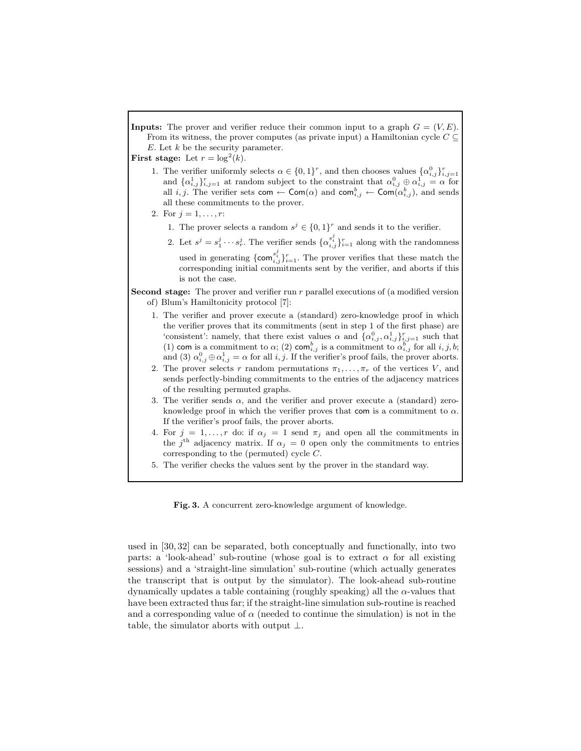**Inputs:** The prover and verifier reduce their common input to a graph $G = (V, E)$. From its witness, the prover computes (as private input) a Hamiltonian cycle $C \subseteq E$. Let $k$ be the security parameter.

**First stage:** Let $r = \log^2(k)$.

1. The verifier uniformly selects $\alpha \in \{0,1\}^r$, and then chooses values $\{\alpha^0_{i,j}\}^r_{i,j=1}$ and $\{\alpha^1_{i,j}\}^r_{i,j=1}$ at random subject to the constraint that $\alpha^0_{i,j} \oplus \alpha^1_{i,j} = \alpha$ for all $i, j$. The verifier sets $\mathsf{com} \leftarrow \mathsf{Com}(\alpha)$ and $\mathsf{com}^b_{i,j} \leftarrow \mathsf{Com}(\alpha^b_{i,j})$, and sends all these commitments to the prover.
2. For $j = 1, \ldots, r$:
   1. The prover selects a random $s^j \in \{0,1\}^r$ and sends it to the verifier.
   2. Let $s^j = s^j_1 \cdots s^j_r$. The verifier sends $\{\alpha^{s^j_i}_{i,j}\}^r_{i=1}$ along with the randomness used in generating $\{\mathsf{com}^{s^j_i}_{i,j}\}^r_{i=1}$. The prover verifies that these match the corresponding initial commitments sent by the verifier, and aborts if this is not the case.

**Second stage:** The prover and verifier run $r$ parallel executions of (a modified version of) Blum's Hamiltonicity protocol [7]:

1. The verifier and prover execute a (standard) zero-knowledge proof in which the verifier proves that its commitments (sent in step 1 of the first phase) are 'consistent': namely, that there exist values $\alpha$ and $\{\alpha^0_{i,j}, \alpha^1_{i,j}\}^r_{i,j=1}$ such that (1) $\mathsf{com}$ is a commitment to $\alpha$; (2) $\mathsf{com}^b_{i,j}$ is a commitment to $\alpha^b_{i,j}$ for all $i, j, b$; and (3) $\alpha^0_{i,j} \oplus \alpha^1_{i,j} = \alpha$ for all $i, j$. If the verifier's proof fails, the prover aborts.
2. The prover selects $r$ random permutations $\pi_1, \ldots, \pi_r$ of the vertices $V$, and sends perfectly-binding commitments to the entries of the adjacency matrices of the resulting permuted graphs.
3. The verifier sends $\alpha$, and the verifier and prover execute a (standard) zero-knowledge proof in which the verifier proves that $\mathsf{com}$ is a commitment to $\alpha$. If the verifier's proof fails, the prover aborts.
4. For $j = 1, \ldots, r$ do: if $\alpha_j = 1$ send $\pi_j$ and open all the commitments in the $j^{\text{th}}$ adjacency matrix. If $\alpha_j = 0$ open only the commitments to entries corresponding to the (permuted) cycle $C$.
5. The verifier checks the values sent by the prover in the standard way.

**Fig. 3.** A concurrent zero-knowledge argument of knowledge.

used in [30, 32] can be separated, both conceptually and functionally, into two parts: a 'look-ahead' sub-routine (whose goal is to extract $\alpha$ for all existing sessions) and a 'straight-line simulation' sub-routine (which actually generates the transcript that is output by the simulator). The look-ahead sub-routine dynamically updates a table containing (roughly speaking) all the $\alpha$-values that have been extracted thus far; if the straight-line simulation sub-routine is reached and a corresponding value of $\alpha$ (needed to continue the simulation) is not in the table, the simulator aborts with output $\perp$.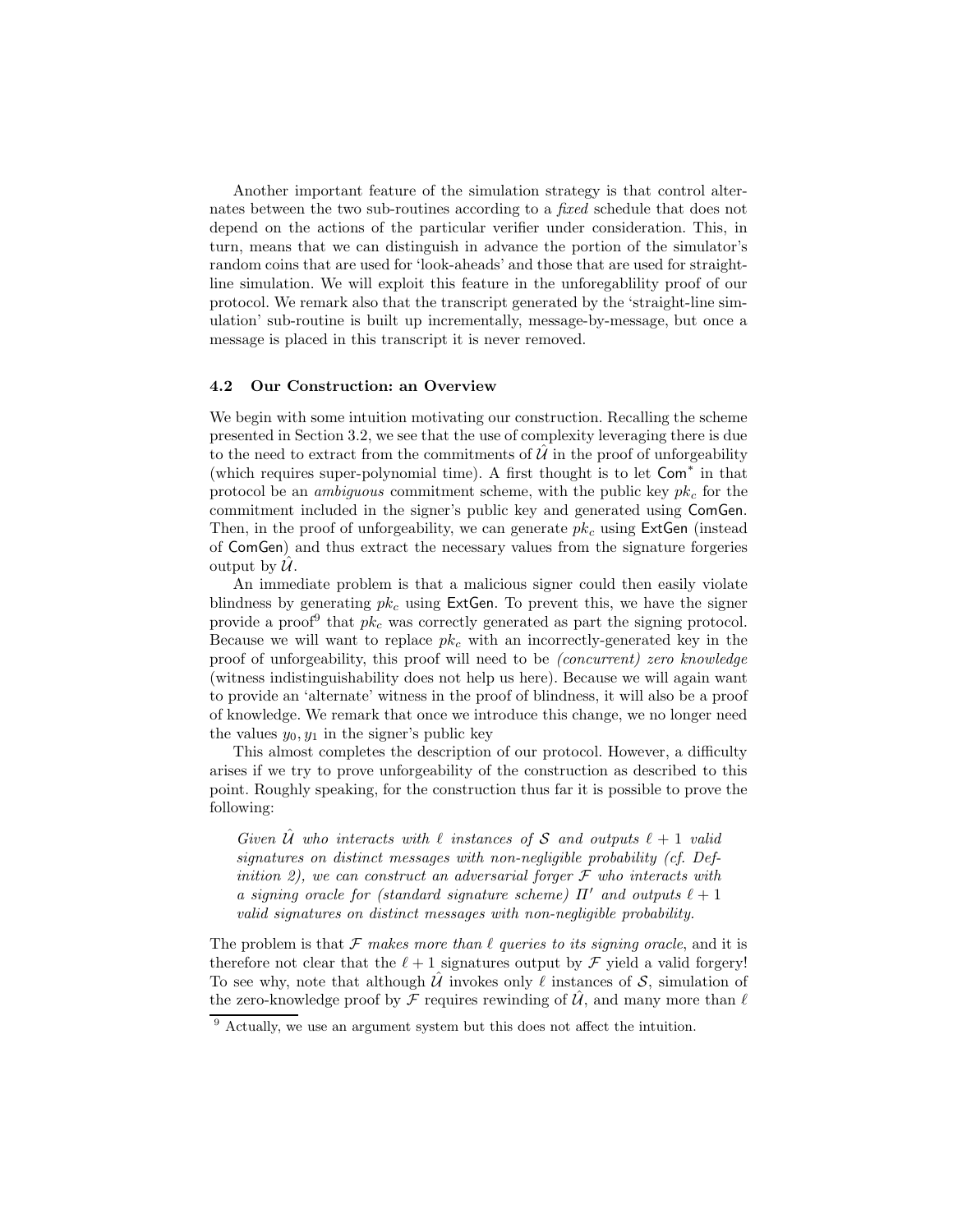Another important feature of the simulation strategy is that control alternates between the two sub-routines according to a *fixed* schedule that does not depend on the actions of the particular verifier under consideration. This, in turn, means that we can distinguish in advance the portion of the simulator's random coins that are used for 'look-aheads' and those that are used for straight-line simulation. We will exploit this feature in the unforegablility proof of our protocol. We remark also that the transcript generated by the 'straight-line simulation' sub-routine is built up incrementally, message-by-message, but once a message is placed in this transcript it is never removed.

### 4.2 Our Construction: an Overview

We begin with some intuition motivating our construction. Recalling the scheme presented in Section 3.2, we see that the use of complexity leveraging there is due to the need to extract from the commitments of $\hat{\mathcal{U}}$ in the proof of unforgeability (which requires super-polynomial time). A first thought is to let $\mathsf{Com}^*$ in that protocol be an *ambiguous* commitment scheme, with the public key $pk_c$ for the commitment included in the signer's public key and generated using $\mathsf{ComGen}$. Then, in the proof of unforgeability, we can generate $pk_c$ using $\mathsf{ExtGen}$ (instead of $\mathsf{ComGen}$) and thus extract the necessary values from the signature forgeries output by $\hat{\mathcal{U}}$.

An immediate problem is that a malicious signer could then easily violate blindness by generating $pk_c$ using $\mathsf{ExtGen}$. To prevent this, we have the signer provide a proof[9] that $pk_c$ was correctly generated as part the signing protocol. Because we will want to replace $pk_c$ with an incorrectly-generated key in the proof of unforgeability, this proof will need to be *(concurrent) zero knowledge* (witness indistinguishability does not help us here). Because we will again want to provide an 'alternate' witness in the proof of blindness, it will also be a proof of knowledge. We remark that once we introduce this change, we no longer need the values $y_0, y_1$ in the signer's public key

This almost completes the description of our protocol. However, a difficulty arises if we try to prove unforgeability of the construction as described to this point. Roughly speaking, for the construction thus far it is possible to prove the following:

> *Given $\hat{\mathcal{U}}$ who interacts with $\ell$ instances of $\mathcal{S}$ and outputs $\ell+1$ valid signatures on distinct messages with non-negligible probability (cf. Definition 2), we can construct an adversarial forger $\mathcal{F}$ who interacts with a signing oracle for (standard signature scheme) $\Pi'$ and outputs $\ell+1$ valid signatures on distinct messages with non-negligible probability.*

The problem is that $\mathcal{F}$ *makes more than $\ell$ queries to its signing oracle*, and it is therefore not clear that the $\ell+1$ signatures output by $\mathcal{F}$ yield a valid forgery! To see why, note that although $\hat{\mathcal{U}}$ invokes only $\ell$ instances of $\mathcal{S}$, simulation of the zero-knowledge proof by $\mathcal{F}$ requires rewinding of $\hat{\mathcal{U}}$, and many more than $\ell$

[9] Actually, we use an argument system but this does not affect the intuition.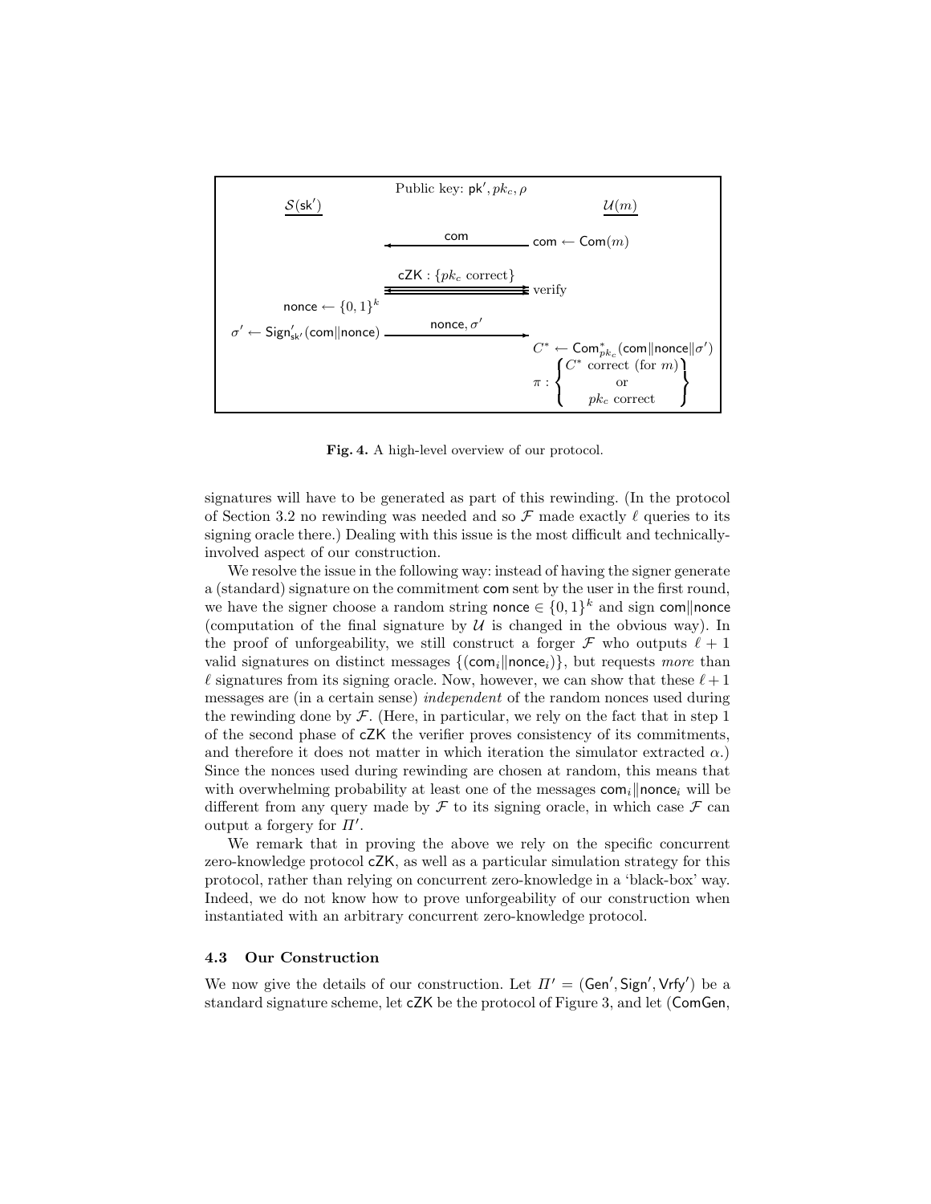Public key: $\mathsf{pk}', pk_c, \rho$

| $\underline{\mathcal{S}(\mathsf{sk}')}$ | | $\underline{\mathcal{U}(m)}$ |
|---|---|---|
| | $\xleftarrow{\quad \mathsf{com} \quad}$ | $\mathsf{com} \leftarrow \mathsf{Com}(m)$ |
| | $\overset{\mathsf{cZK} : \{pk_c \text{ correct}\}}{\Longleftrightarrow}$ | verify |
| $\mathsf{nonce} \leftarrow \{0,1\}^k$ | | |
| $\sigma' \leftarrow \mathsf{Sign}'_{\mathsf{sk}'}(\mathsf{com}\|\mathsf{nonce})$ | $\xrightarrow{\quad \mathsf{nonce}, \sigma' \quad}$ | |
| | | $C^* \leftarrow \mathsf{Com}^*_{pk_c}(\mathsf{com}\|\mathsf{nonce}\|\sigma')$ |
| | | $\pi : \left\{ \begin{array}{c} C^* \text{ correct (for } m) \\ \text{or} \\ pk_c \text{ correct} \end{array} \right\}$ |

**Fig. 4.** A high-level overview of our protocol.

signatures will have to be generated as part of this rewinding. (In the protocol of Section 3.2 no rewinding was needed and so $\mathcal{F}$ made exactly $\ell$ queries to its signing oracle there.) Dealing with this issue is the most difficult and technically-involved aspect of our construction.

We resolve the issue in the following way: instead of having the signer generate a (standard) signature on the commitment com sent by the user in the first round, we have the signer choose a random string $\mathsf{nonce} \in \{0,1\}^k$ and sign $\mathsf{com}\|\mathsf{nonce}$ (computation of the final signature by $\mathcal{U}$ is changed in the obvious way). In the proof of unforgeability, we still construct a forger $\mathcal{F}$ who outputs $\ell + 1$ valid signatures on distinct messages $\{(\mathsf{com}_i\|\mathsf{nonce}_i)\}$, but requests *more* than $\ell$ signatures from its signing oracle. Now, however, we can show that these $\ell + 1$ messages are (in a certain sense) *independent* of the random nonces used during the rewinding done by $\mathcal{F}$. (Here, in particular, we rely on the fact that in step 1 of the second phase of cZK the verifier proves consistency of its commitments, and therefore it does not matter in which iteration the simulator extracted $\alpha$.) Since the nonces used during rewinding are chosen at random, this means that with overwhelming probability at least one of the messages $\mathsf{com}_i\|\mathsf{nonce}_i$ will be different from any query made by $\mathcal{F}$ to its signing oracle, in which case $\mathcal{F}$ can output a forgery for $\Pi'$.

We remark that in proving the above we rely on the specific concurrent zero-knowledge protocol cZK, as well as a particular simulation strategy for this protocol, rather than relying on concurrent zero-knowledge in a 'black-box' way. Indeed, we do not know how to prove unforgeability of our construction when instantiated with an arbitrary concurrent zero-knowledge protocol.

### 4.3 Our Construction

We now give the details of our construction. Let $\Pi' = (\mathsf{Gen}', \mathsf{Sign}', \mathsf{Vrfy}')$ be a standard signature scheme, let cZK be the protocol of Figure 3, and let (ComGen,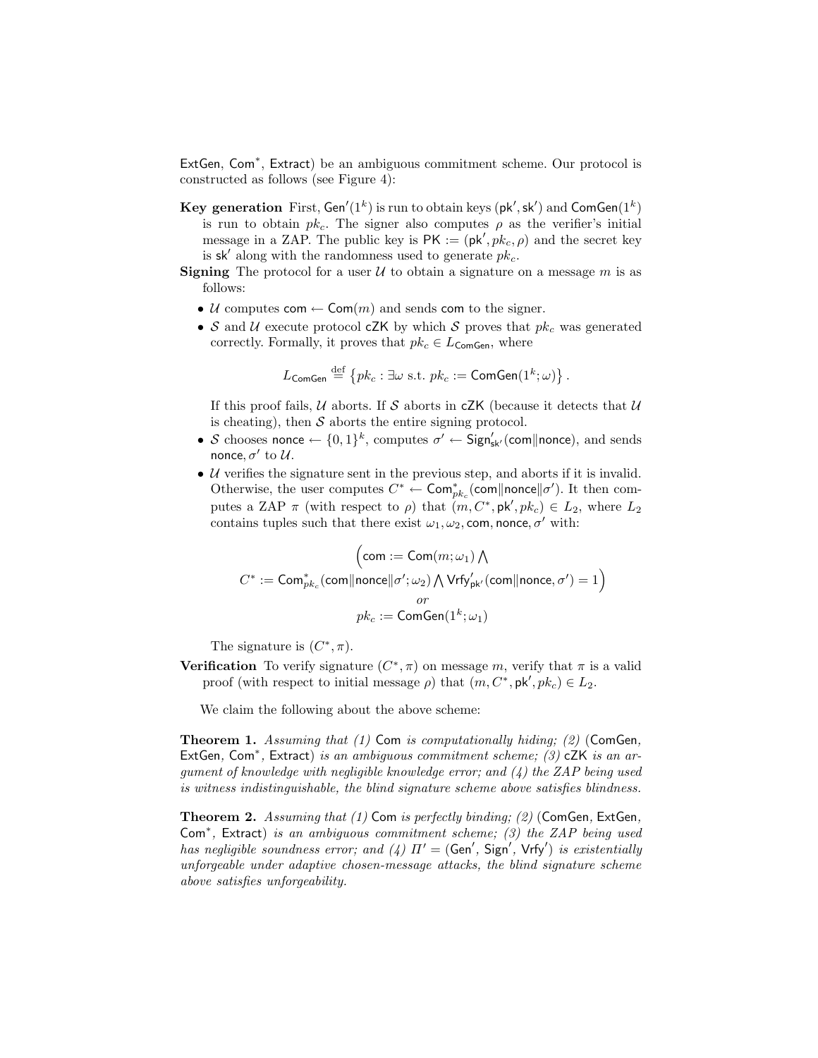ExtGen, $\mathsf{Com}^*$, Extract) be an ambiguous commitment scheme. Our protocol is constructed as follows (see Figure 4):

**Key generation** First, $\mathsf{Gen}'(1^k)$ is run to obtain keys $(\mathsf{pk}', \mathsf{sk}')$ and $\mathsf{ComGen}(1^k)$ is run to obtain $pk_c$. The signer also computes $\rho$ as the verifier's initial message in a ZAP. The public key is $\mathsf{PK} := (\mathsf{pk}', pk_c, \rho)$ and the secret key is $\mathsf{sk}'$ along with the randomness used to generate $pk_c$.

**Signing** The protocol for a user $\mathcal{U}$ to obtain a signature on a message $m$ is as follows:

- $\mathcal{U}$ computes $\mathsf{com} \leftarrow \mathsf{Com}(m)$ and sends $\mathsf{com}$ to the signer.
- $\mathcal{S}$ and $\mathcal{U}$ execute protocol cZK by which $\mathcal{S}$ proves that $pk_c$ was generated correctly. Formally, it proves that $pk_c \in L_{\mathsf{ComGen}}$, where

$$L_{\mathsf{ComGen}} \stackrel{\text{def}}{=} \left\{ pk_c : \exists \omega \text{ s.t. } pk_c := \mathsf{ComGen}(1^k; \omega) \right\}.$$

  If this proof fails, $\mathcal{U}$ aborts. If $\mathcal{S}$ aborts in cZK (because it detects that $\mathcal{U}$ is cheating), then $\mathcal{S}$ aborts the entire signing protocol.
- $\mathcal{S}$ chooses $\mathsf{nonce} \leftarrow \{0,1\}^k$, computes $\sigma' \leftarrow \mathsf{Sign}'_{\mathsf{sk}'}(\mathsf{com} \| \mathsf{nonce})$, and sends $\mathsf{nonce}, \sigma'$ to $\mathcal{U}$.
- $\mathcal{U}$ verifies the signature sent in the previous step, and aborts if it is invalid. Otherwise, the user computes $C^* \leftarrow \mathsf{Com}^*_{pk_c}(\mathsf{com} \| \mathsf{nonce} \| \sigma')$. It then computes a ZAP $\pi$ (with respect to $\rho$) that $(m, C^*, \mathsf{pk}', pk_c) \in L_2$, where $L_2$ contains tuples such that there exist $\omega_1, \omega_2, \mathsf{com}, \mathsf{nonce}, \sigma'$ with:

$$\begin{gathered} \Big(\mathsf{com} := \mathsf{Com}(m; \omega_1) \bigwedge \\ C^* := \mathsf{Com}^*_{pk_c}(\mathsf{com} \| \mathsf{nonce} \| \sigma'; \omega_2) \bigwedge \mathsf{Vrfy}'_{\mathsf{pk}'}(\mathsf{com} \| \mathsf{nonce}, \sigma') = 1\Big) \\ or \\ pk_c := \mathsf{ComGen}(1^k; \omega_1) \end{gathered}$$

  The signature is $(C^*, \pi)$.

**Verification** To verify signature $(C^*, \pi)$ on message $m$, verify that $\pi$ is a valid proof (with respect to initial message $\rho$) that $(m, C^*, \mathsf{pk}', pk_c) \in L_2$.

We claim the following about the above scheme:

**Theorem 1.** *Assuming that (1)* Com *is computationally hiding; (2)* (ComGen, ExtGen, $\mathsf{Com}^*$, Extract) *is an ambiguous commitment scheme; (3)* cZK *is an argument of knowledge with negligible knowledge error; and (4) the ZAP being used is witness indistinguishable, the blind signature scheme above satisfies blindness.*

**Theorem 2.** *Assuming that (1)* Com *is perfectly binding; (2)* (ComGen, ExtGen, $\mathsf{Com}^*$, Extract) *is an ambiguous commitment scheme; (3) the ZAP being used has negligible soundness error; and (4)* $\Pi' = (\mathsf{Gen}', \mathsf{Sign}', \mathsf{Vrfy}')$ *is existentially unforgeable under adaptive chosen-message attacks, the blind signature scheme above satisfies unforgeability.*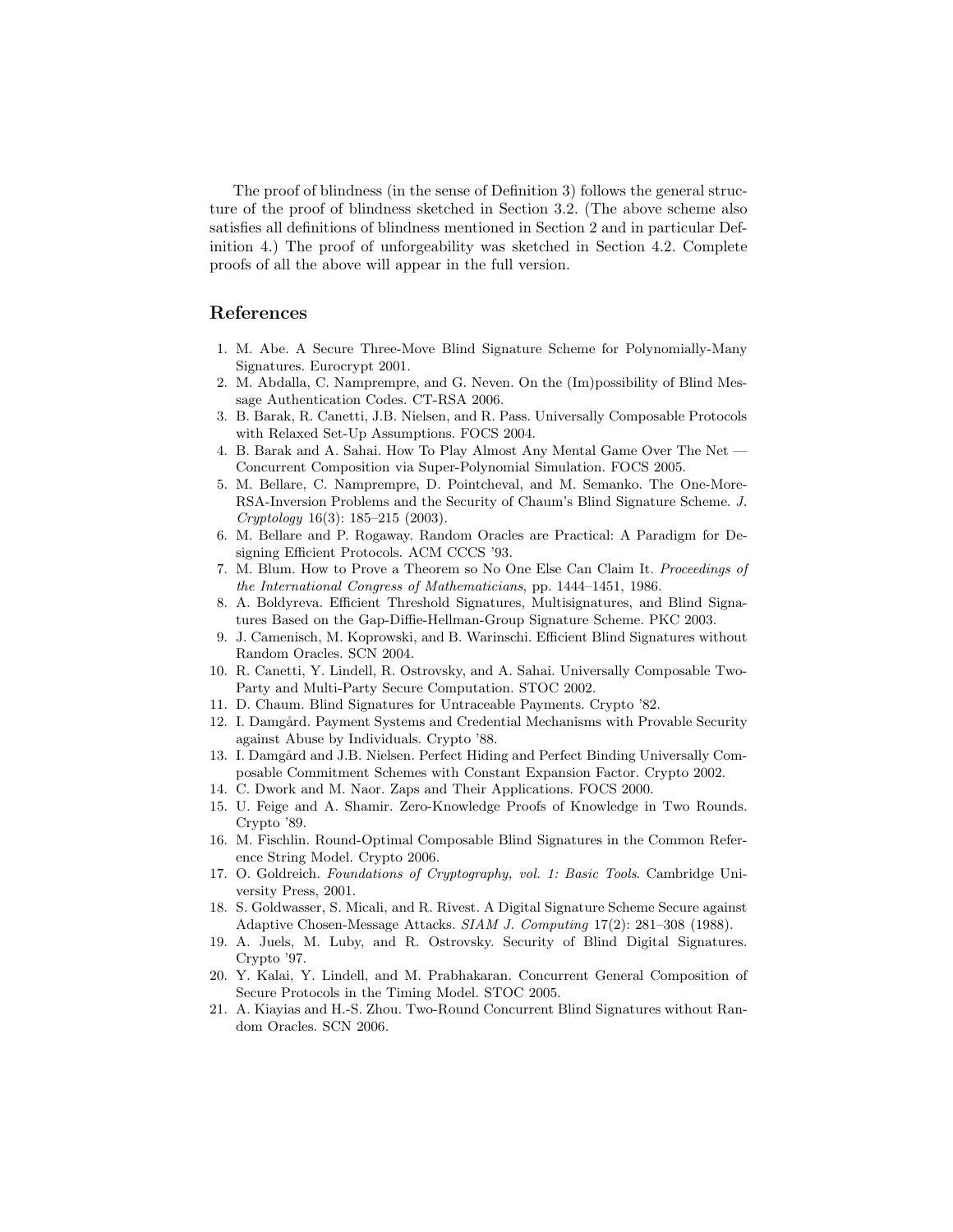The proof of blindness (in the sense of Definition 3) follows the general structure of the proof of blindness sketched in Section 3.2. (The above scheme also satisfies all definitions of blindness mentioned in Section 2 and in particular Definition 4.) The proof of unforgeability was sketched in Section 4.2. Complete proofs of all the above will appear in the full version.

## References

1. M. Abe. A Secure Three-Move Blind Signature Scheme for Polynomially-Many Signatures. Eurocrypt 2001.
2. M. Abdalla, C. Namprempre, and G. Neven. On the (Im)possibility of Blind Message Authentication Codes. CT-RSA 2006.
3. B. Barak, R. Canetti, J.B. Nielsen, and R. Pass. Universally Composable Protocols with Relaxed Set-Up Assumptions. FOCS 2004.
4. B. Barak and A. Sahai. How To Play Almost Any Mental Game Over The Net — Concurrent Composition via Super-Polynomial Simulation. FOCS 2005.
5. M. Bellare, C. Namprempre, D. Pointcheval, and M. Semanko. The One-More-RSA-Inversion Problems and the Security of Chaum's Blind Signature Scheme. *J. Cryptology* 16(3): 185–215 (2003).
6. M. Bellare and P. Rogaway. Random Oracles are Practical: A Paradigm for Designing Efficient Protocols. ACM CCCS '93.
7. M. Blum. How to Prove a Theorem so No One Else Can Claim It. *Proceedings of the International Congress of Mathematicians*, pp. 1444–1451, 1986.
8. A. Boldyreva. Efficient Threshold Signatures, Multisignatures, and Blind Signatures Based on the Gap-Diffie-Hellman-Group Signature Scheme. PKC 2003.
9. J. Camenisch, M. Koprowski, and B. Warinschi. Efficient Blind Signatures without Random Oracles. SCN 2004.
10. R. Canetti, Y. Lindell, R. Ostrovsky, and A. Sahai. Universally Composable Two-Party and Multi-Party Secure Computation. STOC 2002.
11. D. Chaum. Blind Signatures for Untraceable Payments. Crypto '82.
12. I. Damgård. Payment Systems and Credential Mechanisms with Provable Security against Abuse by Individuals. Crypto '88.
13. I. Damgård and J.B. Nielsen. Perfect Hiding and Perfect Binding Universally Composable Commitment Schemes with Constant Expansion Factor. Crypto 2002.
14. C. Dwork and M. Naor. Zaps and Their Applications. FOCS 2000.
15. U. Feige and A. Shamir. Zero-Knowledge Proofs of Knowledge in Two Rounds. Crypto '89.
16. M. Fischlin. Round-Optimal Composable Blind Signatures in the Common Reference String Model. Crypto 2006.
17. O. Goldreich. *Foundations of Cryptography, vol. 1: Basic Tools*. Cambridge University Press, 2001.
18. S. Goldwasser, S. Micali, and R. Rivest. A Digital Signature Scheme Secure against Adaptive Chosen-Message Attacks. *SIAM J. Computing* 17(2): 281–308 (1988).
19. A. Juels, M. Luby, and R. Ostrovsky. Security of Blind Digital Signatures. Crypto '97.
20. Y. Kalai, Y. Lindell, and M. Prabhakaran. Concurrent General Composition of Secure Protocols in the Timing Model. STOC 2005.
21. A. Kiayias and H.-S. Zhou. Two-Round Concurrent Blind Signatures without Random Oracles. SCN 2006.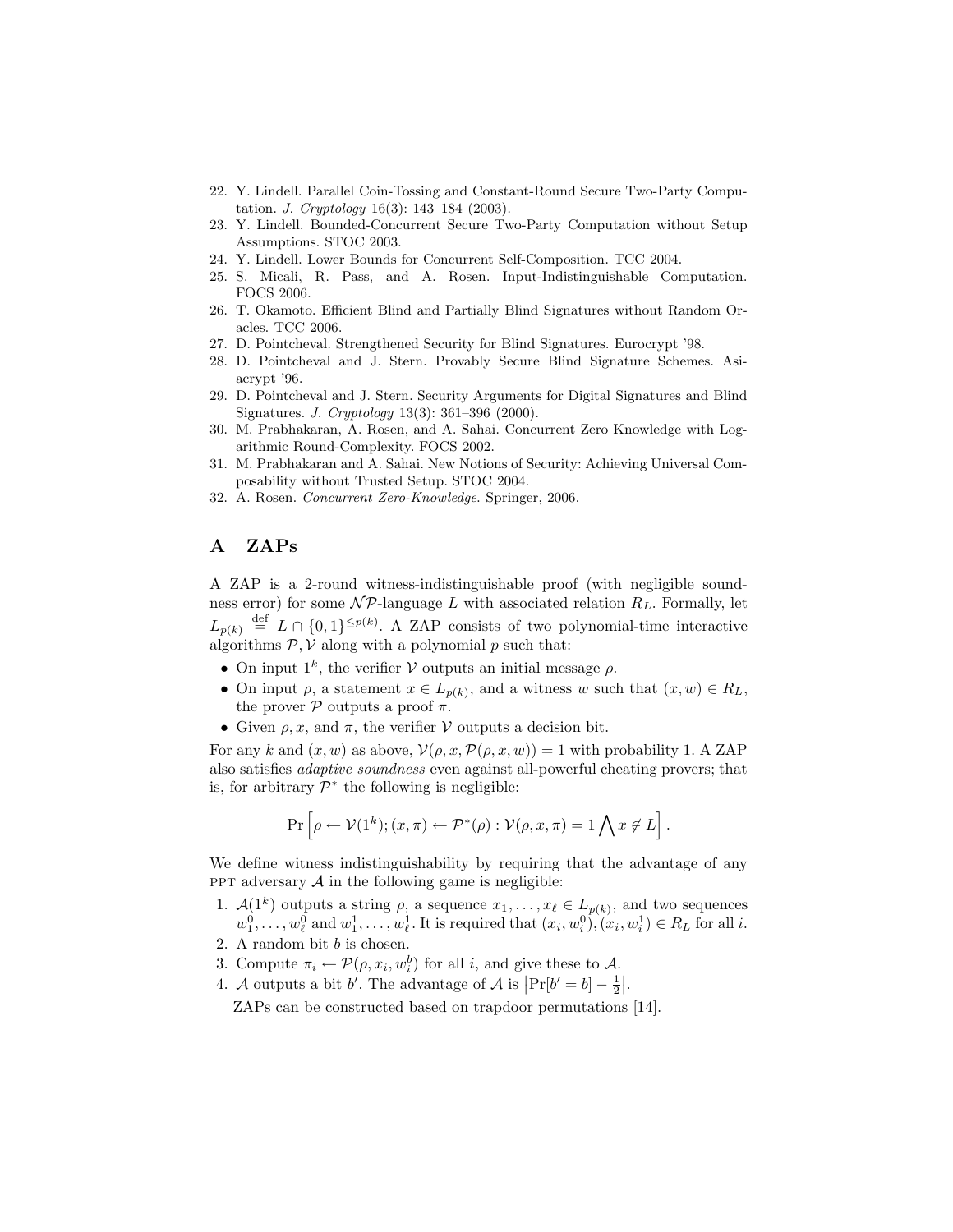22. Y. Lindell. Parallel Coin-Tossing and Constant-Round Secure Two-Party Computation. *J. Cryptology* 16(3): 143–184 (2003).
23. Y. Lindell. Bounded-Concurrent Secure Two-Party Computation without Setup Assumptions. STOC 2003.
24. Y. Lindell. Lower Bounds for Concurrent Self-Composition. TCC 2004.
25. S. Micali, R. Pass, and A. Rosen. Input-Indistinguishable Computation. FOCS 2006.
26. T. Okamoto. Efficient Blind and Partially Blind Signatures without Random Oracles. TCC 2006.
27. D. Pointcheval. Strengthened Security for Blind Signatures. Eurocrypt '98.
28. D. Pointcheval and J. Stern. Provably Secure Blind Signature Schemes. Asiacrypt '96.
29. D. Pointcheval and J. Stern. Security Arguments for Digital Signatures and Blind Signatures. *J. Cryptology* 13(3): 361–396 (2000).
30. M. Prabhakaran, A. Rosen, and A. Sahai. Concurrent Zero Knowledge with Logarithmic Round-Complexity. FOCS 2002.
31. M. Prabhakaran and A. Sahai. New Notions of Security: Achieving Universal Composability without Trusted Setup. STOC 2004.
32. A. Rosen. *Concurrent Zero-Knowledge*. Springer, 2006.

# A ZAPs

A ZAP is a 2-round witness-indistinguishable proof (with negligible soundness error) for some $\mathcal{NP}$-language $L$ with associated relation $R_L$. Formally, let $L_{p(k)} \stackrel{\text{def}}{=} L \cap \{0,1\}^{\leq p(k)}$. A ZAP consists of two polynomial-time interactive algorithms $\mathcal{P}, \mathcal{V}$ along with a polynomial $p$ such that:

- On input $1^k$, the verifier $\mathcal{V}$ outputs an initial message $\rho$.
- On input $\rho$, a statement $x \in L_{p(k)}$, and a witness $w$ such that $(x, w) \in R_L$, the prover $\mathcal{P}$ outputs a proof $\pi$.
- Given $\rho, x$, and $\pi$, the verifier $\mathcal{V}$ outputs a decision bit.

For any $k$ and $(x, w)$ as above, $\mathcal{V}(\rho, x, \mathcal{P}(\rho, x, w)) = 1$ with probability 1. A ZAP also satisfies *adaptive soundness* even against all-powerful cheating provers; that is, for arbitrary $\mathcal{P}^*$ the following is negligible:

$$\Pr\left[\rho \leftarrow \mathcal{V}(1^k); (x, \pi) \leftarrow \mathcal{P}^*(\rho) : \mathcal{V}(\rho, x, \pi) = 1 \bigwedge x \notin L\right].$$

We define witness indistinguishability by requiring that the advantage of any PPT adversary $\mathcal{A}$ in the following game is negligible:

1. $\mathcal{A}(1^k)$ outputs a string $\rho$, a sequence $x_1, \ldots, x_\ell \in L_{p(k)}$, and two sequences $w_1^0, \ldots, w_\ell^0$ and $w_1^1, \ldots, w_\ell^1$. It is required that $(x_i, w_i^0), (x_i, w_i^1) \in R_L$ for all $i$.
2. A random bit $b$ is chosen.
3. Compute $\pi_i \leftarrow \mathcal{P}(\rho, x_i, w_i^b)$ for all $i$, and give these to $\mathcal{A}$.
4. $\mathcal{A}$ outputs a bit $b'$. The advantage of $\mathcal{A}$ is $\left|\Pr[b' = b] - \frac{1}{2}\right|$.

ZAPs can be constructed based on trapdoor permutations [14].